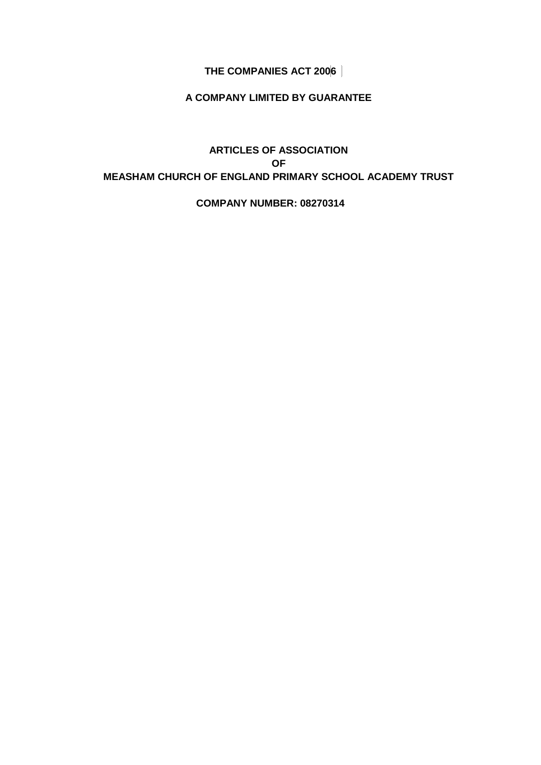**THE COMPANIES ACT 2006**

**A COMPANY LIMITED BY GUARANTEE**

# ARTICLES OF ASSOCIATION
# OF
# MEASHAM CHURCH OF ENGLAND PRIMARY SCHOOL ACADEMY TRUST

**COMPANY NUMBER: 08270314**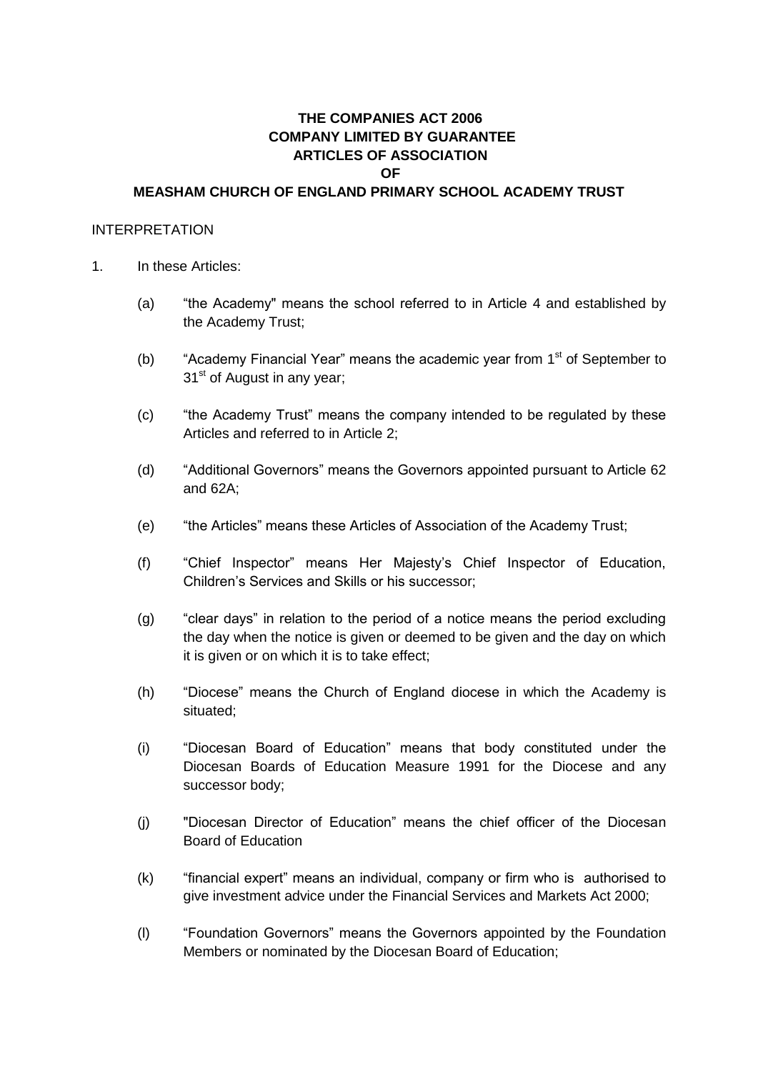# THE COMPANIES ACT 2006
# COMPANY LIMITED BY GUARANTEE
# ARTICLES OF ASSOCIATION
# OF
# MEASHAM CHURCH OF ENGLAND PRIMARY SCHOOL ACADEMY TRUST

INTERPRETATION

1. In these Articles:

   (a) "the Academy" means the school referred to in Article 4 and established by the Academy Trust;

   (b) "Academy Financial Year" means the academic year from 1st of September to 31st of August in any year;

   (c) "the Academy Trust" means the company intended to be regulated by these Articles and referred to in Article 2;

   (d) "Additional Governors" means the Governors appointed pursuant to Article 62 and 62A;

   (e) "the Articles" means these Articles of Association of the Academy Trust;

   (f) "Chief Inspector" means Her Majesty's Chief Inspector of Education, Children's Services and Skills or his successor;

   (g) "clear days" in relation to the period of a notice means the period excluding the day when the notice is given or deemed to be given and the day on which it is given or on which it is to take effect;

   (h) "Diocese" means the Church of England diocese in which the Academy is situated;

   (i) "Diocesan Board of Education" means that body constituted under the Diocesan Boards of Education Measure 1991 for the Diocese and any successor body;

   (j) "Diocesan Director of Education" means the chief officer of the Diocesan Board of Education

   (k) "financial expert" means an individual, company or firm who is authorised to give investment advice under the Financial Services and Markets Act 2000;

   (l) "Foundation Governors" means the Governors appointed by the Foundation Members or nominated by the Diocesan Board of Education;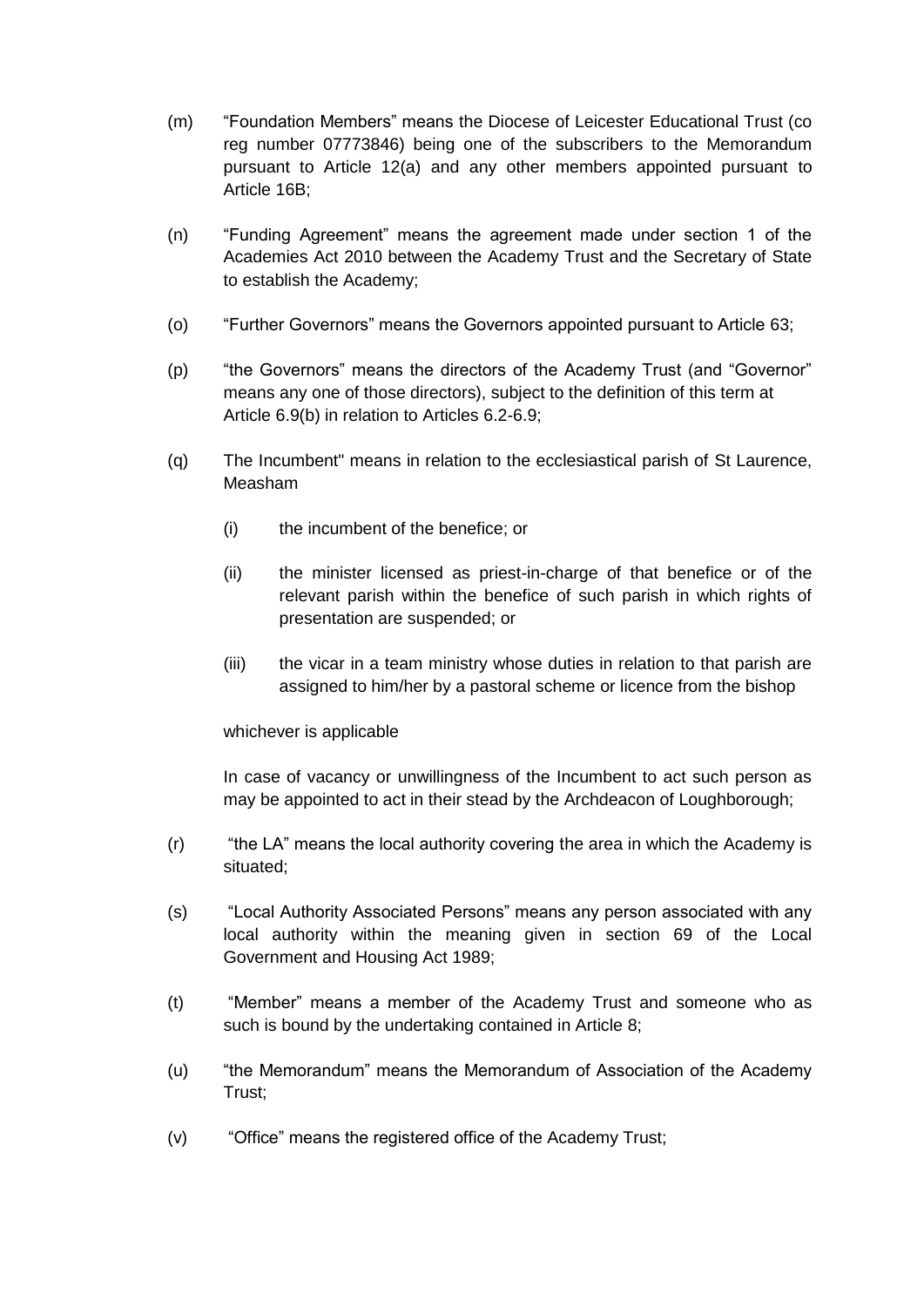(m) "Foundation Members" means the Diocese of Leicester Educational Trust (co reg number 07773846) being one of the subscribers to the Memorandum pursuant to Article 12(a) and any other members appointed pursuant to Article 16B;

(n) "Funding Agreement" means the agreement made under section 1 of the Academies Act 2010 between the Academy Trust and the Secretary of State to establish the Academy;

(o) "Further Governors" means the Governors appointed pursuant to Article 63;

(p) "the Governors" means the directors of the Academy Trust (and "Governor" means any one of those directors), subject to the definition of this term at Article 6.9(b) in relation to Articles 6.2-6.9;

(q) The Incumbent" means in relation to the ecclesiastical parish of St Laurence, Measham

 (i) the incumbent of the benefice; or

 (ii) the minister licensed as priest-in-charge of that benefice or of the relevant parish within the benefice of such parish in which rights of presentation are suspended; or

 (iii) the vicar in a team ministry whose duties in relation to that parish are assigned to him/her by a pastoral scheme or licence from the bishop

 whichever is applicable

 In case of vacancy or unwillingness of the Incumbent to act such person as may be appointed to act in their stead by the Archdeacon of Loughborough;

(r) "the LA" means the local authority covering the area in which the Academy is situated;

(s) "Local Authority Associated Persons" means any person associated with any local authority within the meaning given in section 69 of the Local Government and Housing Act 1989;

(t) "Member" means a member of the Academy Trust and someone who as such is bound by the undertaking contained in Article 8;

(u) "the Memorandum" means the Memorandum of Association of the Academy Trust;

(v) "Office" means the registered office of the Academy Trust;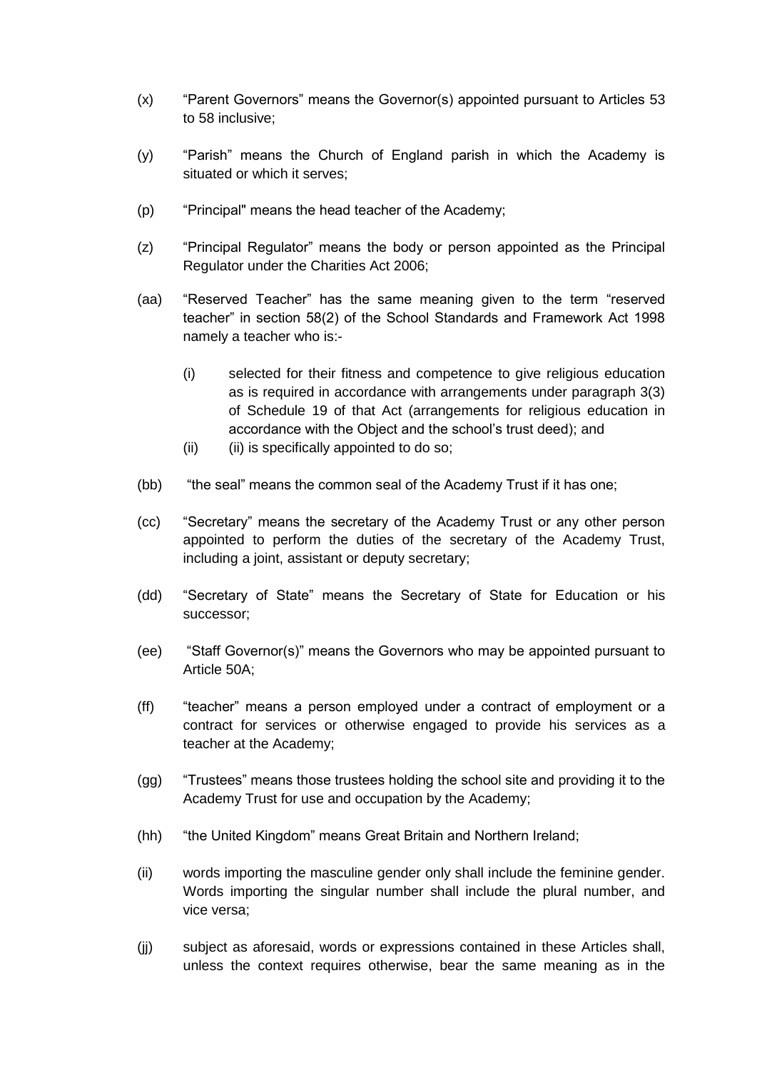(x) "Parent Governors" means the Governor(s) appointed pursuant to Articles 53 to 58 inclusive;

(y) "Parish" means the Church of England parish in which the Academy is situated or which it serves;

(p) "Principal" means the head teacher of the Academy;

(z) "Principal Regulator" means the body or person appointed as the Principal Regulator under the Charities Act 2006;

(aa) "Reserved Teacher" has the same meaning given to the term "reserved teacher" in section 58(2) of the School Standards and Framework Act 1998 namely a teacher who is:-

   (i) selected for their fitness and competence to give religious education as is required in accordance with arrangements under paragraph 3(3) of Schedule 19 of that Act (arrangements for religious education in accordance with the Object and the school's trust deed); and

   (ii) (ii) is specifically appointed to do so;

(bb) "the seal" means the common seal of the Academy Trust if it has one;

(cc) "Secretary" means the secretary of the Academy Trust or any other person appointed to perform the duties of the secretary of the Academy Trust, including a joint, assistant or deputy secretary;

(dd) "Secretary of State" means the Secretary of State for Education or his successor;

(ee) "Staff Governor(s)" means the Governors who may be appointed pursuant to Article 50A;

(ff) "teacher" means a person employed under a contract of employment or a contract for services or otherwise engaged to provide his services as a teacher at the Academy;

(gg) "Trustees" means those trustees holding the school site and providing it to the Academy Trust for use and occupation by the Academy;

(hh) "the United Kingdom" means Great Britain and Northern Ireland;

(ii) words importing the masculine gender only shall include the feminine gender. Words importing the singular number shall include the plural number, and vice versa;

(jj) subject as aforesaid, words or expressions contained in these Articles shall, unless the context requires otherwise, bear the same meaning as in the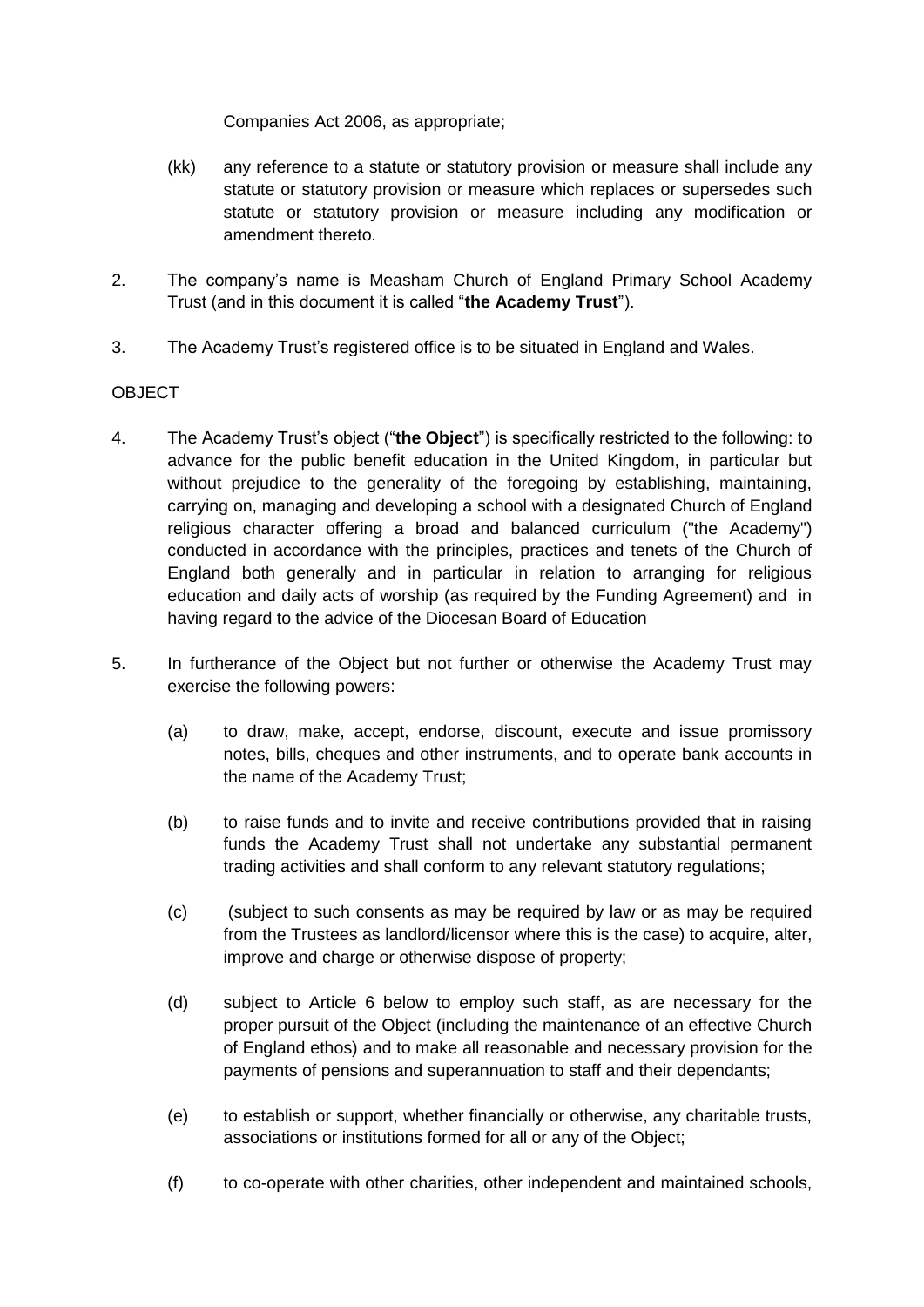Companies Act 2006, as appropriate;

(kk) any reference to a statute or statutory provision or measure shall include any statute or statutory provision or measure which replaces or supersedes such statute or statutory provision or measure including any modification or amendment thereto.

2. The company's name is Measham Church of England Primary School Academy Trust (and in this document it is called "**the Academy Trust**").

3. The Academy Trust's registered office is to be situated in England and Wales.

OBJECT

4. The Academy Trust's object ("**the Object**") is specifically restricted to the following: to advance for the public benefit education in the United Kingdom, in particular but without prejudice to the generality of the foregoing by establishing, maintaining, carrying on, managing and developing a school with a designated Church of England religious character offering a broad and balanced curriculum ("the Academy") conducted in accordance with the principles, practices and tenets of the Church of England both generally and in particular in relation to arranging for religious education and daily acts of worship (as required by the Funding Agreement) and in having regard to the advice of the Diocesan Board of Education

5. In furtherance of the Object but not further or otherwise the Academy Trust may exercise the following powers:

   (a) to draw, make, accept, endorse, discount, execute and issue promissory notes, bills, cheques and other instruments, and to operate bank accounts in the name of the Academy Trust;

   (b) to raise funds and to invite and receive contributions provided that in raising funds the Academy Trust shall not undertake any substantial permanent trading activities and shall conform to any relevant statutory regulations;

   (c) (subject to such consents as may be required by law or as may be required from the Trustees as landlord/licensor where this is the case) to acquire, alter, improve and charge or otherwise dispose of property;

   (d) subject to Article 6 below to employ such staff, as are necessary for the proper pursuit of the Object (including the maintenance of an effective Church of England ethos) and to make all reasonable and necessary provision for the payments of pensions and superannuation to staff and their dependants;

   (e) to establish or support, whether financially or otherwise, any charitable trusts, associations or institutions formed for all or any of the Object;

   (f) to co-operate with other charities, other independent and maintained schools,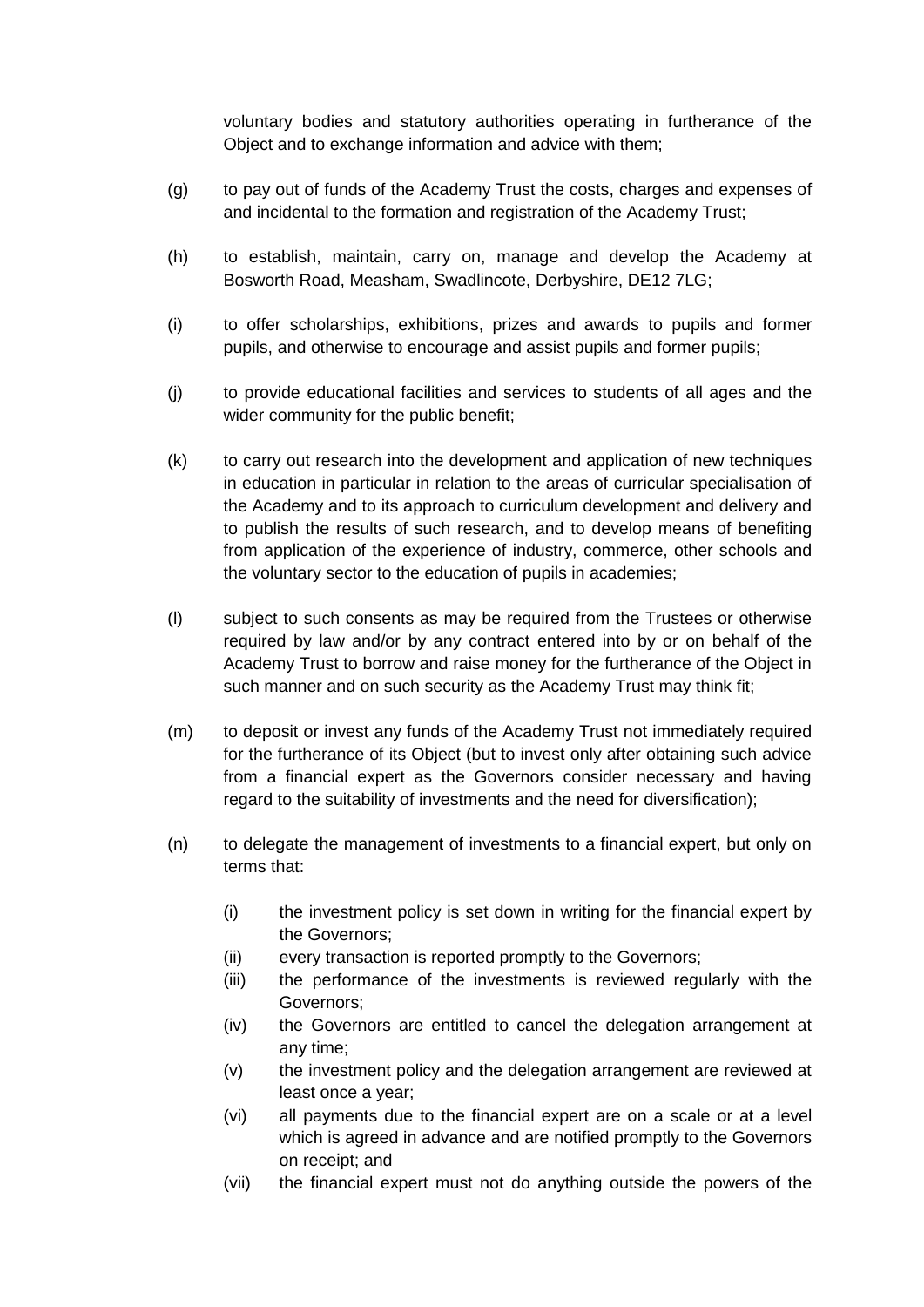voluntary bodies and statutory authorities operating in furtherance of the Object and to exchange information and advice with them;

(g) to pay out of funds of the Academy Trust the costs, charges and expenses of and incidental to the formation and registration of the Academy Trust;

(h) to establish, maintain, carry on, manage and develop the Academy at Bosworth Road, Measham, Swadlincote, Derbyshire, DE12 7LG;

(i) to offer scholarships, exhibitions, prizes and awards to pupils and former pupils, and otherwise to encourage and assist pupils and former pupils;

(j) to provide educational facilities and services to students of all ages and the wider community for the public benefit;

(k) to carry out research into the development and application of new techniques in education in particular in relation to the areas of curricular specialisation of the Academy and to its approach to curriculum development and delivery and to publish the results of such research, and to develop means of benefiting from application of the experience of industry, commerce, other schools and the voluntary sector to the education of pupils in academies;

(l) subject to such consents as may be required from the Trustees or otherwise required by law and/or by any contract entered into by or on behalf of the Academy Trust to borrow and raise money for the furtherance of the Object in such manner and on such security as the Academy Trust may think fit;

(m) to deposit or invest any funds of the Academy Trust not immediately required for the furtherance of its Object (but to invest only after obtaining such advice from a financial expert as the Governors consider necessary and having regard to the suitability of investments and the need for diversification);

(n) to delegate the management of investments to a financial expert, but only on terms that:

  (i) the investment policy is set down in writing for the financial expert by the Governors;
  (ii) every transaction is reported promptly to the Governors;
  (iii) the performance of the investments is reviewed regularly with the Governors;
  (iv) the Governors are entitled to cancel the delegation arrangement at any time;
  (v) the investment policy and the delegation arrangement are reviewed at least once a year;
  (vi) all payments due to the financial expert are on a scale or at a level which is agreed in advance and are notified promptly to the Governors on receipt; and
  (vii) the financial expert must not do anything outside the powers of the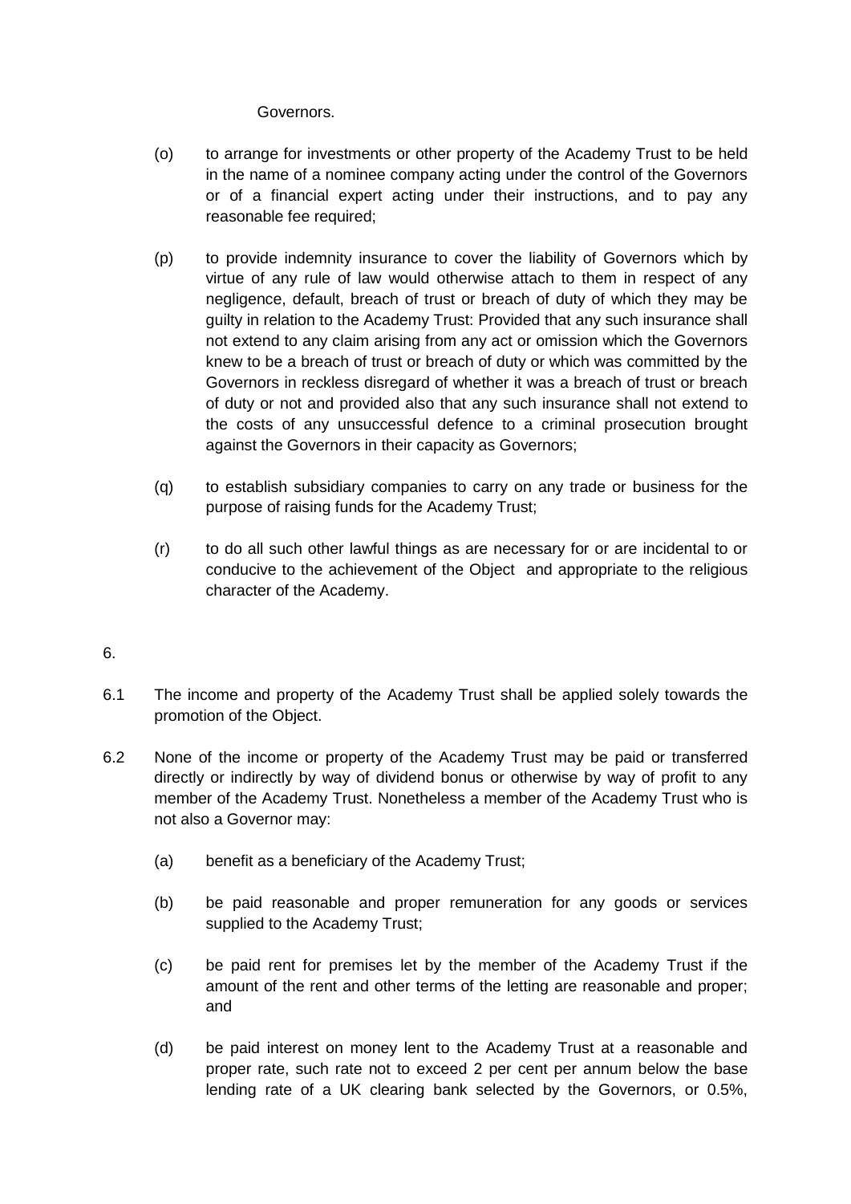Governors.

(o) to arrange for investments or other property of the Academy Trust to be held in the name of a nominee company acting under the control of the Governors or of a financial expert acting under their instructions, and to pay any reasonable fee required;

(p) to provide indemnity insurance to cover the liability of Governors which by virtue of any rule of law would otherwise attach to them in respect of any negligence, default, breach of trust or breach of duty of which they may be guilty in relation to the Academy Trust: Provided that any such insurance shall not extend to any claim arising from any act or omission which the Governors knew to be a breach of trust or breach of duty or which was committed by the Governors in reckless disregard of whether it was a breach of trust or breach of duty or not and provided also that any such insurance shall not extend to the costs of any unsuccessful defence to a criminal prosecution brought against the Governors in their capacity as Governors;

(q) to establish subsidiary companies to carry on any trade or business for the purpose of raising funds for the Academy Trust;

(r) to do all such other lawful things as are necessary for or are incidental to or conducive to the achievement of the Object and appropriate to the religious character of the Academy.

6.

6.1 The income and property of the Academy Trust shall be applied solely towards the promotion of the Object.

6.2 None of the income or property of the Academy Trust may be paid or transferred directly or indirectly by way of dividend bonus or otherwise by way of profit to any member of the Academy Trust. Nonetheless a member of the Academy Trust who is not also a Governor may:

(a) benefit as a beneficiary of the Academy Trust;

(b) be paid reasonable and proper remuneration for any goods or services supplied to the Academy Trust;

(c) be paid rent for premises let by the member of the Academy Trust if the amount of the rent and other terms of the letting are reasonable and proper; and

(d) be paid interest on money lent to the Academy Trust at a reasonable and proper rate, such rate not to exceed 2 per cent per annum below the base lending rate of a UK clearing bank selected by the Governors, or 0.5%,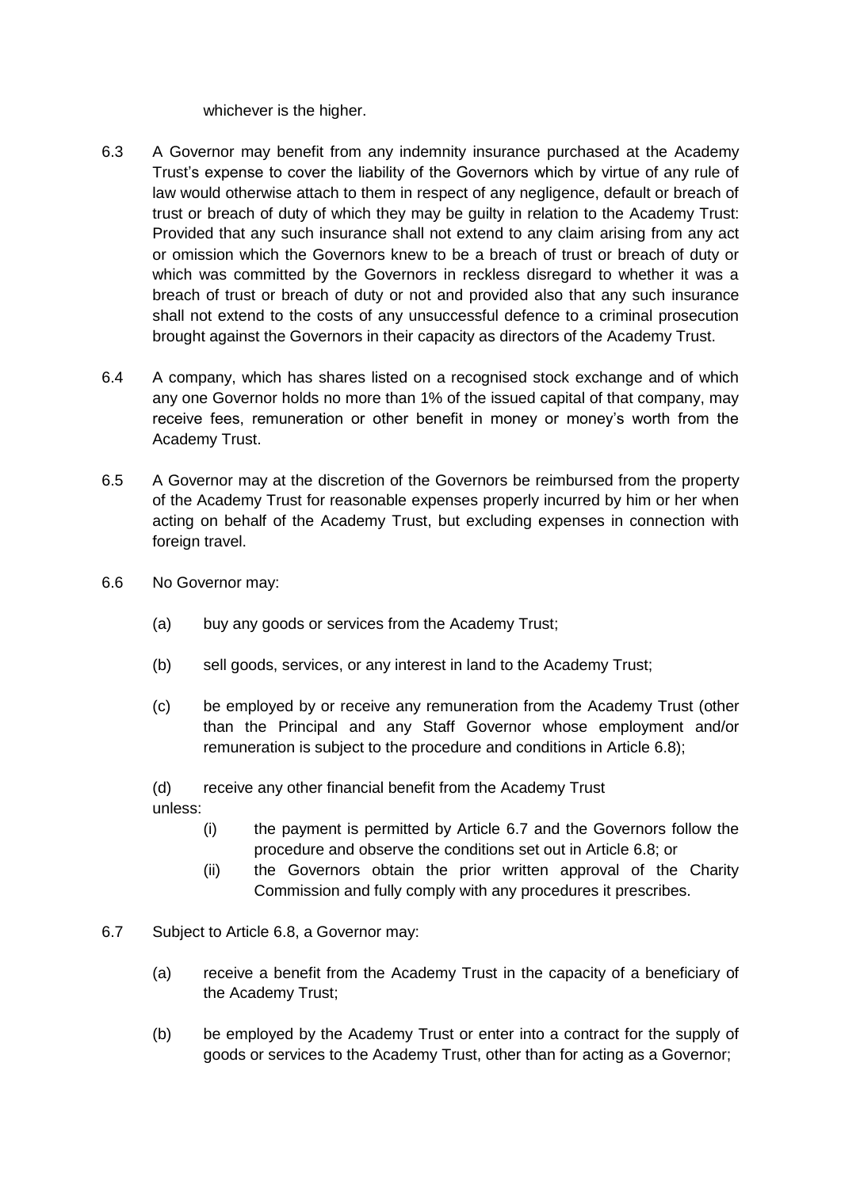whichever is the higher.

6.3 A Governor may benefit from any indemnity insurance purchased at the Academy Trust's expense to cover the liability of the Governors which by virtue of any rule of law would otherwise attach to them in respect of any negligence, default or breach of trust or breach of duty of which they may be guilty in relation to the Academy Trust: Provided that any such insurance shall not extend to any claim arising from any act or omission which the Governors knew to be a breach of trust or breach of duty or which was committed by the Governors in reckless disregard to whether it was a breach of trust or breach of duty or not and provided also that any such insurance shall not extend to the costs of any unsuccessful defence to a criminal prosecution brought against the Governors in their capacity as directors of the Academy Trust.

6.4 A company, which has shares listed on a recognised stock exchange and of which any one Governor holds no more than 1% of the issued capital of that company, may receive fees, remuneration or other benefit in money or money's worth from the Academy Trust.

6.5 A Governor may at the discretion of the Governors be reimbursed from the property of the Academy Trust for reasonable expenses properly incurred by him or her when acting on behalf of the Academy Trust, but excluding expenses in connection with foreign travel.

6.6 No Governor may:

(a) buy any goods or services from the Academy Trust;

(b) sell goods, services, or any interest in land to the Academy Trust;

(c) be employed by or receive any remuneration from the Academy Trust (other than the Principal and any Staff Governor whose employment and/or remuneration is subject to the procedure and conditions in Article 6.8);

(d) receive any other financial benefit from the Academy Trust

unless:

(i) the payment is permitted by Article 6.7 and the Governors follow the procedure and observe the conditions set out in Article 6.8; or

(ii) the Governors obtain the prior written approval of the Charity Commission and fully comply with any procedures it prescribes.

6.7 Subject to Article 6.8, a Governor may:

(a) receive a benefit from the Academy Trust in the capacity of a beneficiary of the Academy Trust;

(b) be employed by the Academy Trust or enter into a contract for the supply of goods or services to the Academy Trust, other than for acting as a Governor;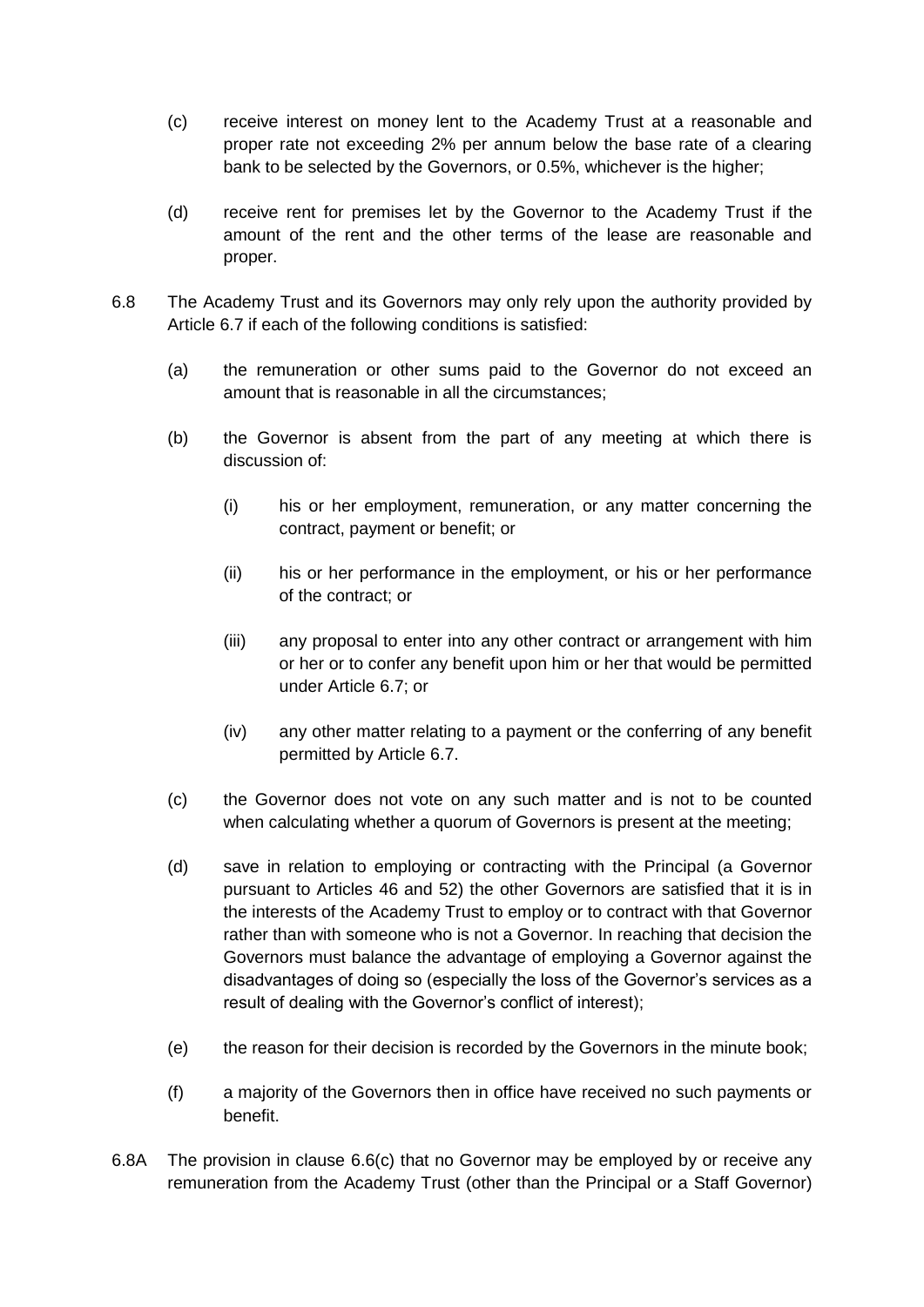(c) receive interest on money lent to the Academy Trust at a reasonable and proper rate not exceeding 2% per annum below the base rate of a clearing bank to be selected by the Governors, or 0.5%, whichever is the higher;

(d) receive rent for premises let by the Governor to the Academy Trust if the amount of the rent and the other terms of the lease are reasonable and proper.

6.8 The Academy Trust and its Governors may only rely upon the authority provided by Article 6.7 if each of the following conditions is satisfied:

(a) the remuneration or other sums paid to the Governor do not exceed an amount that is reasonable in all the circumstances;

(b) the Governor is absent from the part of any meeting at which there is discussion of:

(i) his or her employment, remuneration, or any matter concerning the contract, payment or benefit; or

(ii) his or her performance in the employment, or his or her performance of the contract; or

(iii) any proposal to enter into any other contract or arrangement with him or her or to confer any benefit upon him or her that would be permitted under Article 6.7; or

(iv) any other matter relating to a payment or the conferring of any benefit permitted by Article 6.7.

(c) the Governor does not vote on any such matter and is not to be counted when calculating whether a quorum of Governors is present at the meeting;

(d) save in relation to employing or contracting with the Principal (a Governor pursuant to Articles 46 and 52) the other Governors are satisfied that it is in the interests of the Academy Trust to employ or to contract with that Governor rather than with someone who is not a Governor. In reaching that decision the Governors must balance the advantage of employing a Governor against the disadvantages of doing so (especially the loss of the Governor's services as a result of dealing with the Governor's conflict of interest);

(e) the reason for their decision is recorded by the Governors in the minute book;

(f) a majority of the Governors then in office have received no such payments or benefit.

6.8A The provision in clause 6.6(c) that no Governor may be employed by or receive any remuneration from the Academy Trust (other than the Principal or a Staff Governor)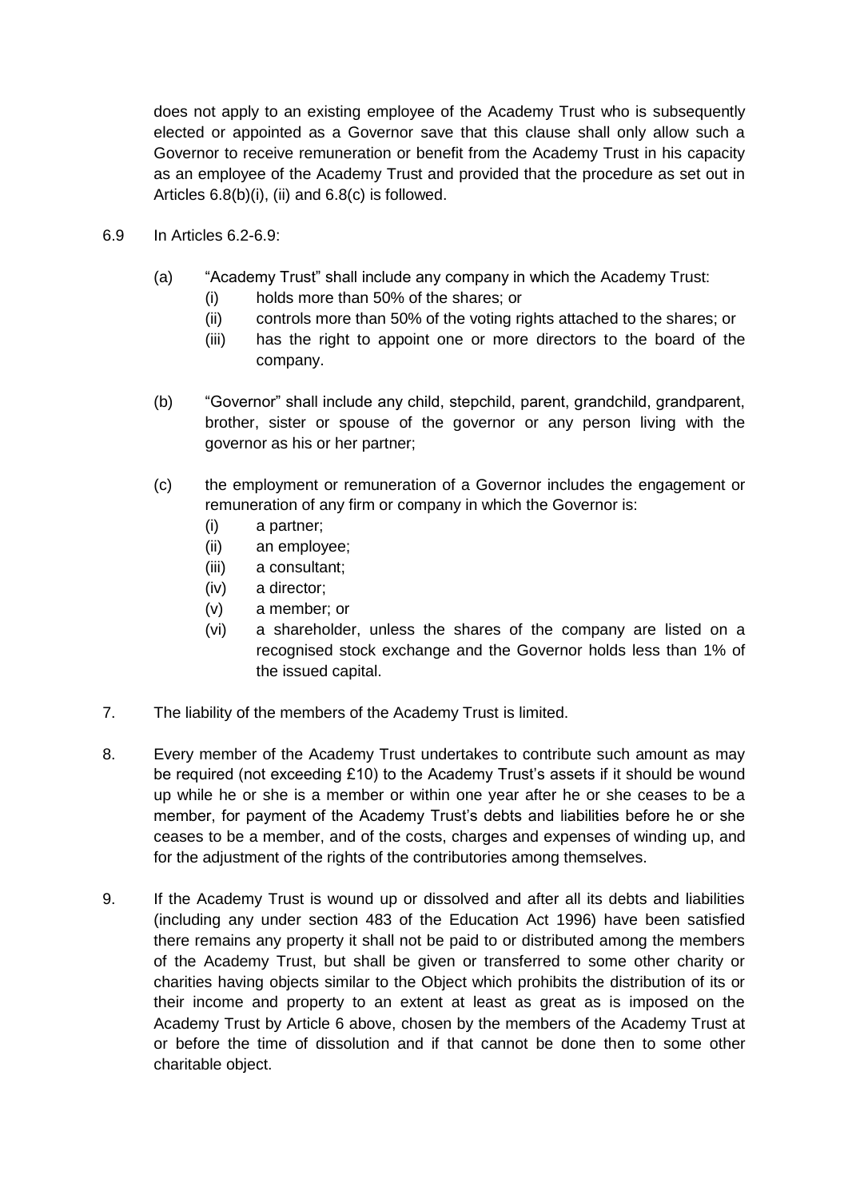does not apply to an existing employee of the Academy Trust who is subsequently elected or appointed as a Governor save that this clause shall only allow such a Governor to receive remuneration or benefit from the Academy Trust in his capacity as an employee of the Academy Trust and provided that the procedure as set out in Articles 6.8(b)(i), (ii) and 6.8(c) is followed.

6.9 In Articles 6.2-6.9:

(a) "Academy Trust" shall include any company in which the Academy Trust:
   (i) holds more than 50% of the shares; or
   (ii) controls more than 50% of the voting rights attached to the shares; or
   (iii) has the right to appoint one or more directors to the board of the company.

(b) "Governor" shall include any child, stepchild, parent, grandchild, grandparent, brother, sister or spouse of the governor or any person living with the governor as his or her partner;

(c) the employment or remuneration of a Governor includes the engagement or remuneration of any firm or company in which the Governor is:
   (i) a partner;
   (ii) an employee;
   (iii) a consultant;
   (iv) a director;
   (v) a member; or
   (vi) a shareholder, unless the shares of the company are listed on a recognised stock exchange and the Governor holds less than 1% of the issued capital.

7. The liability of the members of the Academy Trust is limited.

8. Every member of the Academy Trust undertakes to contribute such amount as may be required (not exceeding £10) to the Academy Trust's assets if it should be wound up while he or she is a member or within one year after he or she ceases to be a member, for payment of the Academy Trust's debts and liabilities before he or she ceases to be a member, and of the costs, charges and expenses of winding up, and for the adjustment of the rights of the contributories among themselves.

9. If the Academy Trust is wound up or dissolved and after all its debts and liabilities (including any under section 483 of the Education Act 1996) have been satisfied there remains any property it shall not be paid to or distributed among the members of the Academy Trust, but shall be given or transferred to some other charity or charities having objects similar to the Object which prohibits the distribution of its or their income and property to an extent at least as great as is imposed on the Academy Trust by Article 6 above, chosen by the members of the Academy Trust at or before the time of dissolution and if that cannot be done then to some other charitable object.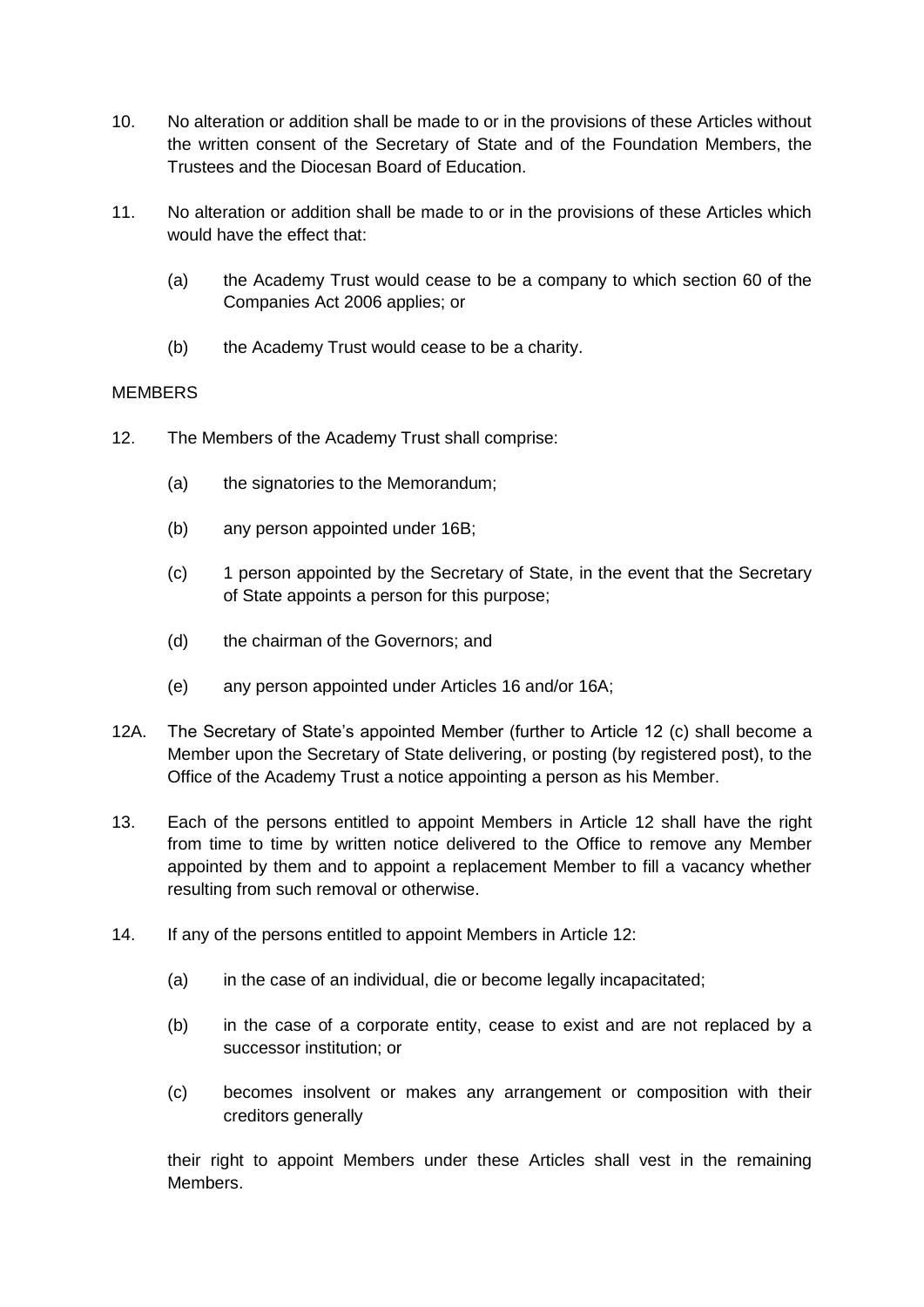10. No alteration or addition shall be made to or in the provisions of these Articles without the written consent of the Secretary of State and of the Foundation Members, the Trustees and the Diocesan Board of Education.

11. No alteration or addition shall be made to or in the provisions of these Articles which would have the effect that:

    (a) the Academy Trust would cease to be a company to which section 60 of the Companies Act 2006 applies; or

    (b) the Academy Trust would cease to be a charity.

MEMBERS

12. The Members of the Academy Trust shall comprise:

    (a) the signatories to the Memorandum;

    (b) any person appointed under 16B;

    (c) 1 person appointed by the Secretary of State, in the event that the Secretary of State appoints a person for this purpose;

    (d) the chairman of the Governors; and

    (e) any person appointed under Articles 16 and/or 16A;

12A. The Secretary of State's appointed Member (further to Article 12 (c) shall become a Member upon the Secretary of State delivering, or posting (by registered post), to the Office of the Academy Trust a notice appointing a person as his Member.

13. Each of the persons entitled to appoint Members in Article 12 shall have the right from time to time by written notice delivered to the Office to remove any Member appointed by them and to appoint a replacement Member to fill a vacancy whether resulting from such removal or otherwise.

14. If any of the persons entitled to appoint Members in Article 12:

    (a) in the case of an individual, die or become legally incapacitated;

    (b) in the case of a corporate entity, cease to exist and are not replaced by a successor institution; or

    (c) becomes insolvent or makes any arrangement or composition with their creditors generally

    their right to appoint Members under these Articles shall vest in the remaining Members.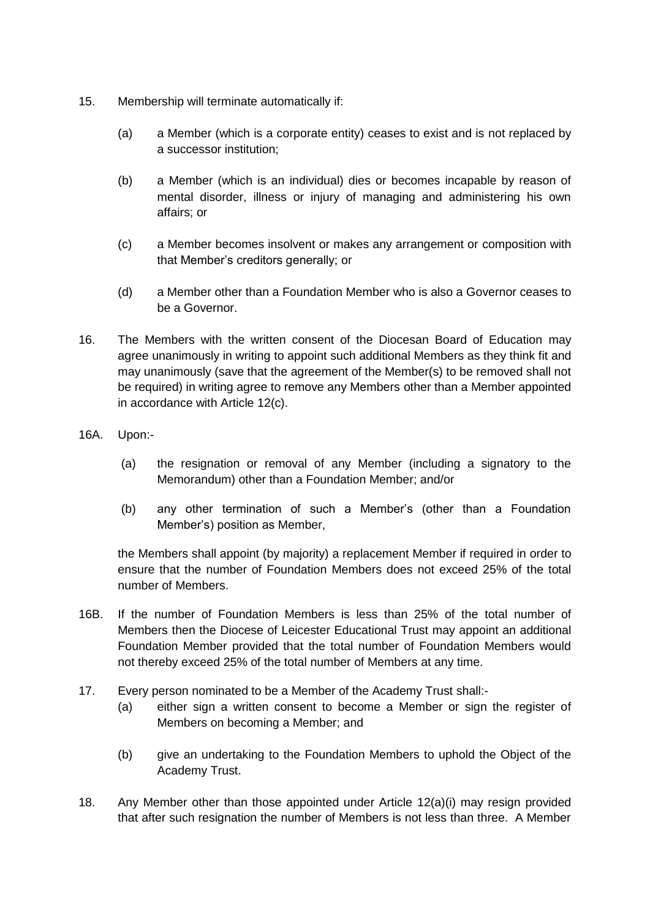15. Membership will terminate automatically if:

    (a) a Member (which is a corporate entity) ceases to exist and is not replaced by a successor institution;

    (b) a Member (which is an individual) dies or becomes incapable by reason of mental disorder, illness or injury of managing and administering his own affairs; or

    (c) a Member becomes insolvent or makes any arrangement or composition with that Member's creditors generally; or

    (d) a Member other than a Foundation Member who is also a Governor ceases to be a Governor.

16. The Members with the written consent of the Diocesan Board of Education may agree unanimously in writing to appoint such additional Members as they think fit and may unanimously (save that the agreement of the Member(s) to be removed shall not be required) in writing agree to remove any Members other than a Member appointed in accordance with Article 12(c).

16A. Upon:-

    (a) the resignation or removal of any Member (including a signatory to the Memorandum) other than a Foundation Member; and/or

    (b) any other termination of such a Member's (other than a Foundation Member's) position as Member,

    the Members shall appoint (by majority) a replacement Member if required in order to ensure that the number of Foundation Members does not exceed 25% of the total number of Members.

16B. If the number of Foundation Members is less than 25% of the total number of Members then the Diocese of Leicester Educational Trust may appoint an additional Foundation Member provided that the total number of Foundation Members would not thereby exceed 25% of the total number of Members at any time.

17. Every person nominated to be a Member of the Academy Trust shall:-

    (a) either sign a written consent to become a Member or sign the register of Members on becoming a Member; and

    (b) give an undertaking to the Foundation Members to uphold the Object of the Academy Trust.

18. Any Member other than those appointed under Article 12(a)(i) may resign provided that after such resignation the number of Members is not less than three. A Member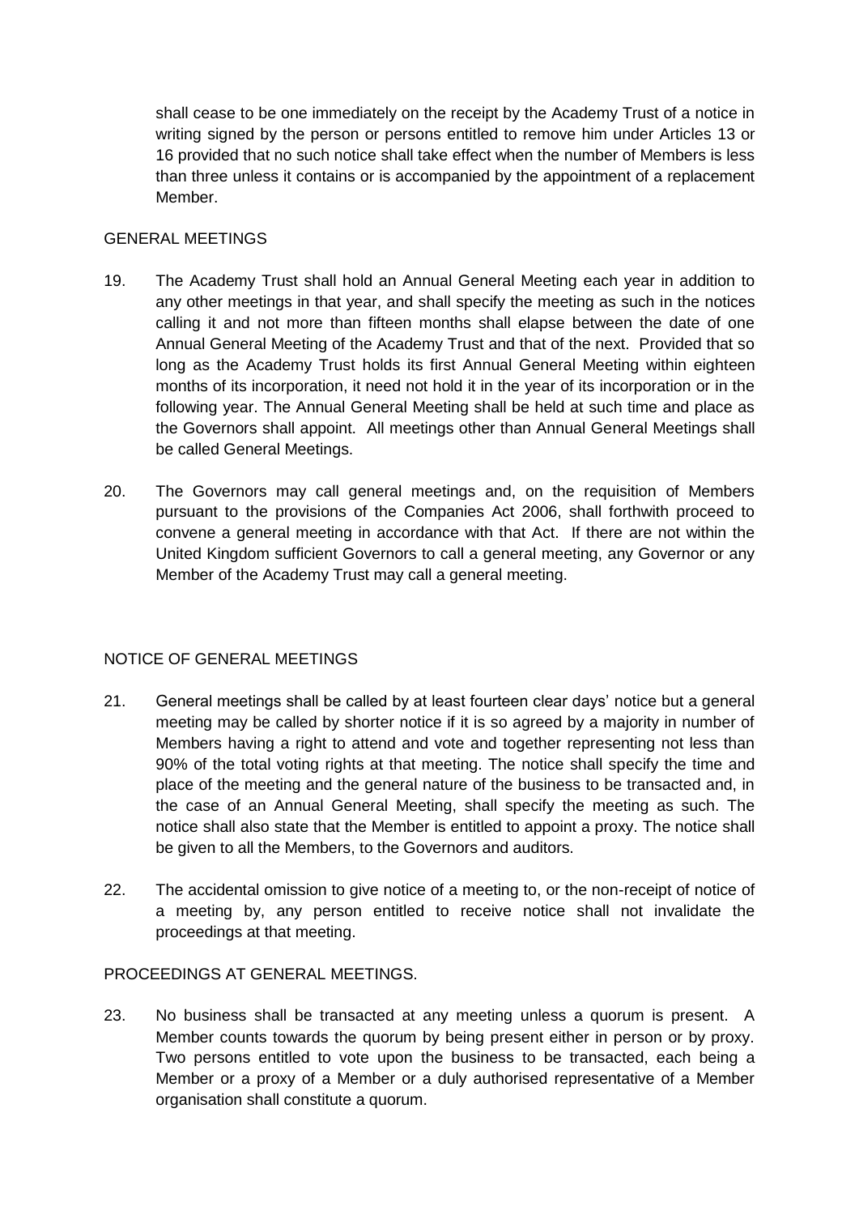shall cease to be one immediately on the receipt by the Academy Trust of a notice in writing signed by the person or persons entitled to remove him under Articles 13 or 16 provided that no such notice shall take effect when the number of Members is less than three unless it contains or is accompanied by the appointment of a replacement Member.

## GENERAL MEETINGS

19. The Academy Trust shall hold an Annual General Meeting each year in addition to any other meetings in that year, and shall specify the meeting as such in the notices calling it and not more than fifteen months shall elapse between the date of one Annual General Meeting of the Academy Trust and that of the next. Provided that so long as the Academy Trust holds its first Annual General Meeting within eighteen months of its incorporation, it need not hold it in the year of its incorporation or in the following year. The Annual General Meeting shall be held at such time and place as the Governors shall appoint. All meetings other than Annual General Meetings shall be called General Meetings.

20. The Governors may call general meetings and, on the requisition of Members pursuant to the provisions of the Companies Act 2006, shall forthwith proceed to convene a general meeting in accordance with that Act. If there are not within the United Kingdom sufficient Governors to call a general meeting, any Governor or any Member of the Academy Trust may call a general meeting.

## NOTICE OF GENERAL MEETINGS

21. General meetings shall be called by at least fourteen clear days' notice but a general meeting may be called by shorter notice if it is so agreed by a majority in number of Members having a right to attend and vote and together representing not less than 90% of the total voting rights at that meeting. The notice shall specify the time and place of the meeting and the general nature of the business to be transacted and, in the case of an Annual General Meeting, shall specify the meeting as such. The notice shall also state that the Member is entitled to appoint a proxy. The notice shall be given to all the Members, to the Governors and auditors.

22. The accidental omission to give notice of a meeting to, or the non-receipt of notice of a meeting by, any person entitled to receive notice shall not invalidate the proceedings at that meeting.

## PROCEEDINGS AT GENERAL MEETINGS.

23. No business shall be transacted at any meeting unless a quorum is present. A Member counts towards the quorum by being present either in person or by proxy. Two persons entitled to vote upon the business to be transacted, each being a Member or a proxy of a Member or a duly authorised representative of a Member organisation shall constitute a quorum.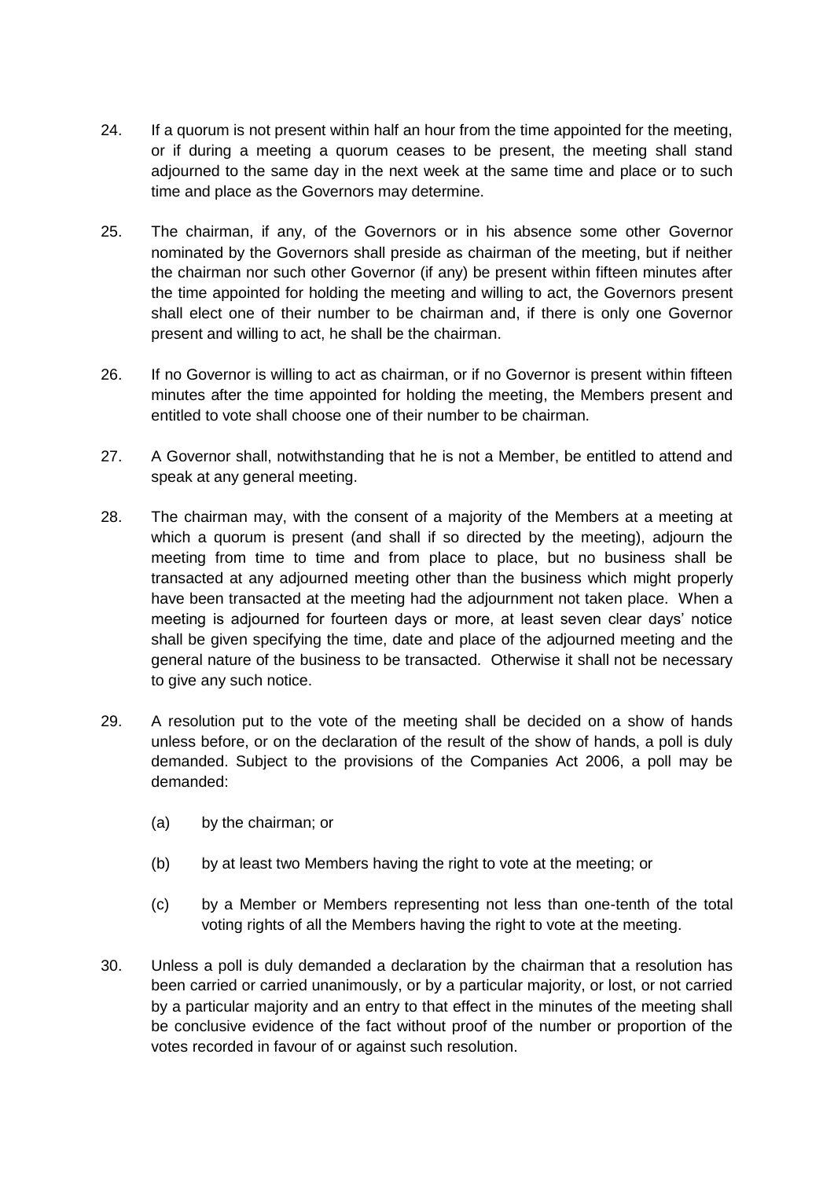24. If a quorum is not present within half an hour from the time appointed for the meeting, or if during a meeting a quorum ceases to be present, the meeting shall stand adjourned to the same day in the next week at the same time and place or to such time and place as the Governors may determine.

25. The chairman, if any, of the Governors or in his absence some other Governor nominated by the Governors shall preside as chairman of the meeting, but if neither the chairman nor such other Governor (if any) be present within fifteen minutes after the time appointed for holding the meeting and willing to act, the Governors present shall elect one of their number to be chairman and, if there is only one Governor present and willing to act, he shall be the chairman.

26. If no Governor is willing to act as chairman, or if no Governor is present within fifteen minutes after the time appointed for holding the meeting, the Members present and entitled to vote shall choose one of their number to be chairman.

27. A Governor shall, notwithstanding that he is not a Member, be entitled to attend and speak at any general meeting.

28. The chairman may, with the consent of a majority of the Members at a meeting at which a quorum is present (and shall if so directed by the meeting), adjourn the meeting from time to time and from place to place, but no business shall be transacted at any adjourned meeting other than the business which might properly have been transacted at the meeting had the adjournment not taken place. When a meeting is adjourned for fourteen days or more, at least seven clear days' notice shall be given specifying the time, date and place of the adjourned meeting and the general nature of the business to be transacted. Otherwise it shall not be necessary to give any such notice.

29. A resolution put to the vote of the meeting shall be decided on a show of hands unless before, or on the declaration of the result of the show of hands, a poll is duly demanded. Subject to the provisions of the Companies Act 2006, a poll may be demanded:

    (a) by the chairman; or

    (b) by at least two Members having the right to vote at the meeting; or

    (c) by a Member or Members representing not less than one-tenth of the total voting rights of all the Members having the right to vote at the meeting.

30. Unless a poll is duly demanded a declaration by the chairman that a resolution has been carried or carried unanimously, or by a particular majority, or lost, or not carried by a particular majority and an entry to that effect in the minutes of the meeting shall be conclusive evidence of the fact without proof of the number or proportion of the votes recorded in favour of or against such resolution.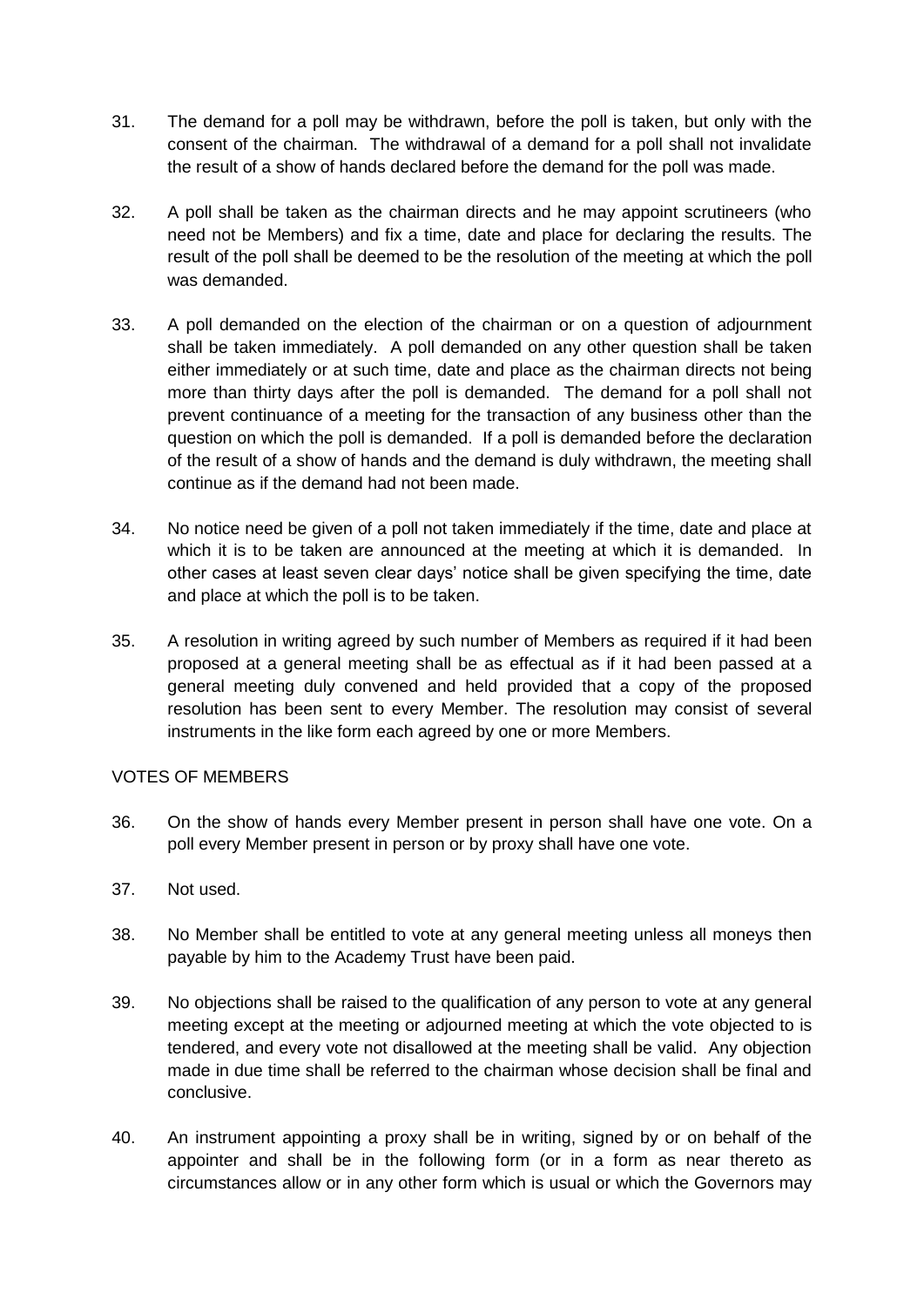31. The demand for a poll may be withdrawn, before the poll is taken, but only with the consent of the chairman. The withdrawal of a demand for a poll shall not invalidate the result of a show of hands declared before the demand for the poll was made.

32. A poll shall be taken as the chairman directs and he may appoint scrutineers (who need not be Members) and fix a time, date and place for declaring the results. The result of the poll shall be deemed to be the resolution of the meeting at which the poll was demanded.

33. A poll demanded on the election of the chairman or on a question of adjournment shall be taken immediately. A poll demanded on any other question shall be taken either immediately or at such time, date and place as the chairman directs not being more than thirty days after the poll is demanded. The demand for a poll shall not prevent continuance of a meeting for the transaction of any business other than the question on which the poll is demanded. If a poll is demanded before the declaration of the result of a show of hands and the demand is duly withdrawn, the meeting shall continue as if the demand had not been made.

34. No notice need be given of a poll not taken immediately if the time, date and place at which it is to be taken are announced at the meeting at which it is demanded. In other cases at least seven clear days' notice shall be given specifying the time, date and place at which the poll is to be taken.

35. A resolution in writing agreed by such number of Members as required if it had been proposed at a general meeting shall be as effectual as if it had been passed at a general meeting duly convened and held provided that a copy of the proposed resolution has been sent to every Member. The resolution may consist of several instruments in the like form each agreed by one or more Members.

VOTES OF MEMBERS

36. On the show of hands every Member present in person shall have one vote. On a poll every Member present in person or by proxy shall have one vote.

37. Not used.

38. No Member shall be entitled to vote at any general meeting unless all moneys then payable by him to the Academy Trust have been paid.

39. No objections shall be raised to the qualification of any person to vote at any general meeting except at the meeting or adjourned meeting at which the vote objected to is tendered, and every vote not disallowed at the meeting shall be valid. Any objection made in due time shall be referred to the chairman whose decision shall be final and conclusive.

40. An instrument appointing a proxy shall be in writing, signed by or on behalf of the appointer and shall be in the following form (or in a form as near thereto as circumstances allow or in any other form which is usual or which the Governors may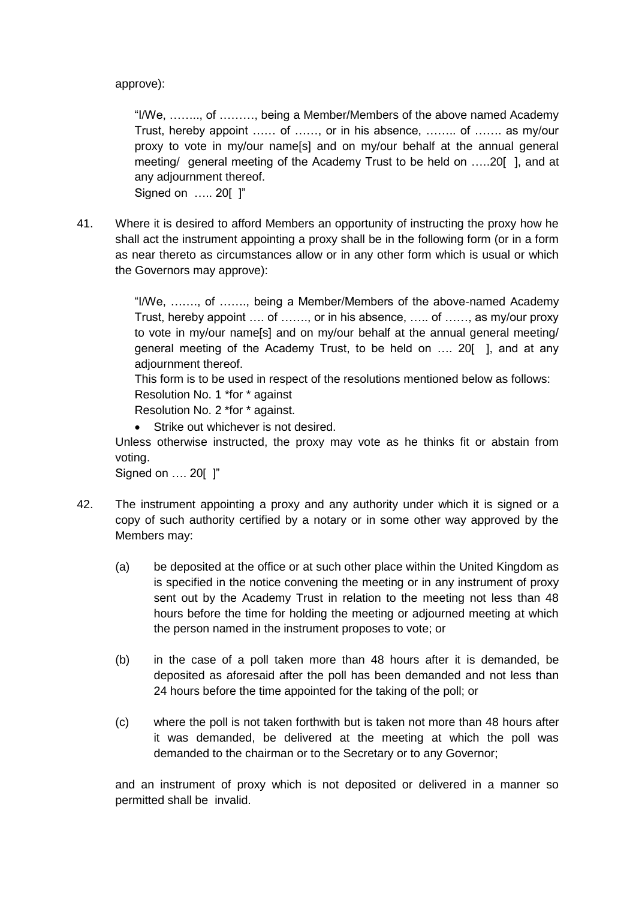approve):

> "I/We, …….., of ………, being a Member/Members of the above named Academy Trust, hereby appoint …… of ……, or in his absence, …….. of ……. as my/our proxy to vote in my/our name[s] and on my/our behalf at the annual general meeting/ general meeting of the Academy Trust to be held on …..20[ ], and at any adjournment thereof.
> Signed on ….. 20[ ]"

41. Where it is desired to afford Members an opportunity of instructing the proxy how he shall act the instrument appointing a proxy shall be in the following form (or in a form as near thereto as circumstances allow or in any other form which is usual or which the Governors may approve):

> "I/We, ……., of ……., being a Member/Members of the above-named Academy Trust, hereby appoint …. of ……., or in his absence, ….. of ……, as my/our proxy to vote in my/our name[s] and on my/our behalf at the annual general meeting/ general meeting of the Academy Trust, to be held on …. 20[ ], and at any adjournment thereof.
> This form is to be used in respect of the resolutions mentioned below as follows:
> Resolution No. 1 *for * against
> Resolution No. 2 *for * against.
>
> - Strike out whichever is not desired.
>
> Unless otherwise instructed, the proxy may vote as he thinks fit or abstain from voting.
> Signed on …. 20[ ]"

42. The instrument appointing a proxy and any authority under which it is signed or a copy of such authority certified by a notary or in some other way approved by the Members may:

    (a) be deposited at the office or at such other place within the United Kingdom as is specified in the notice convening the meeting or in any instrument of proxy sent out by the Academy Trust in relation to the meeting not less than 48 hours before the time for holding the meeting or adjourned meeting at which the person named in the instrument proposes to vote; or

    (b) in the case of a poll taken more than 48 hours after it is demanded, be deposited as aforesaid after the poll has been demanded and not less than 24 hours before the time appointed for the taking of the poll; or

    (c) where the poll is not taken forthwith but is taken not more than 48 hours after it was demanded, be delivered at the meeting at which the poll was demanded to the chairman or to the Secretary or to any Governor;

    and an instrument of proxy which is not deposited or delivered in a manner so permitted shall be invalid.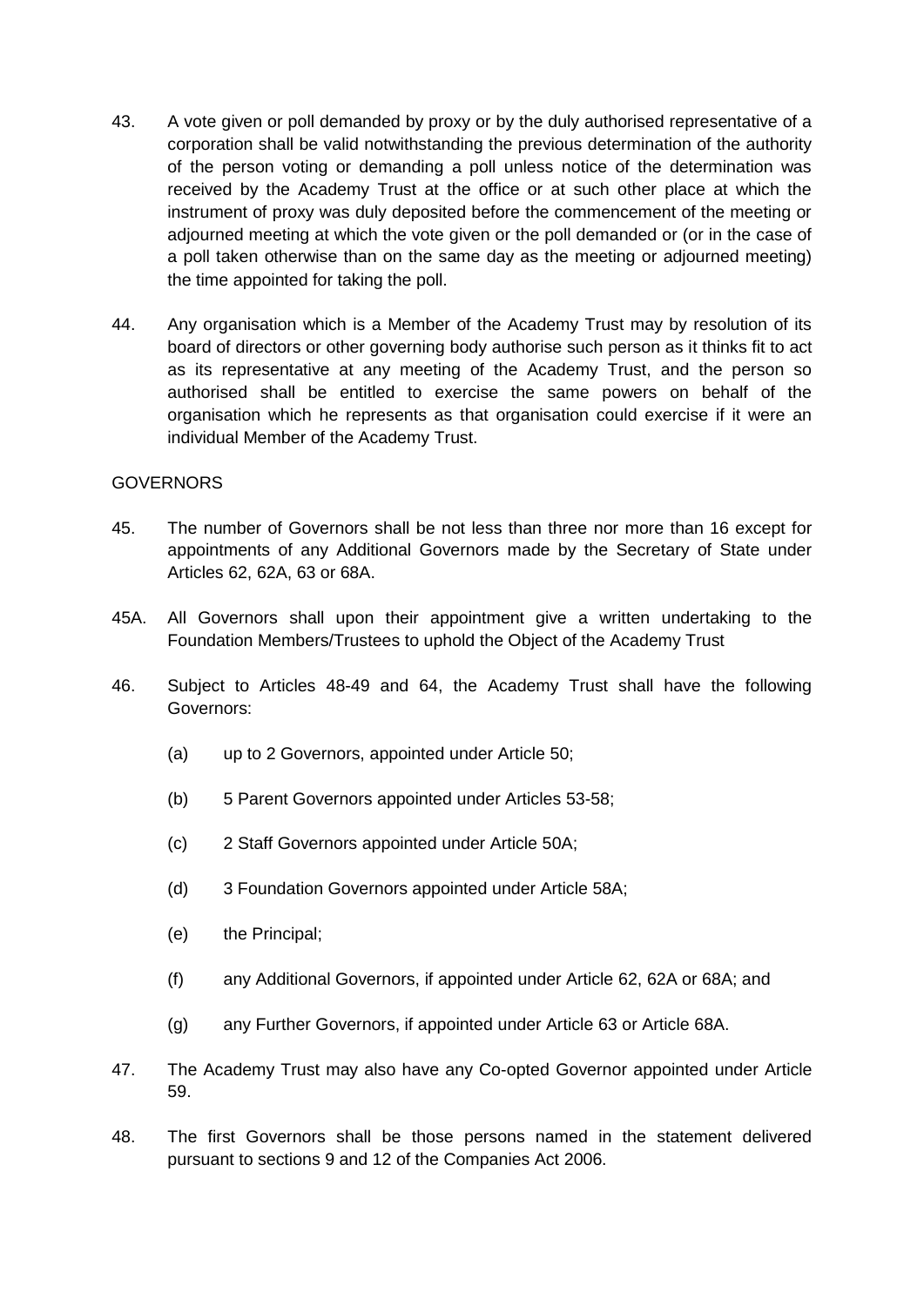43. A vote given or poll demanded by proxy or by the duly authorised representative of a corporation shall be valid notwithstanding the previous determination of the authority of the person voting or demanding a poll unless notice of the determination was received by the Academy Trust at the office or at such other place at which the instrument of proxy was duly deposited before the commencement of the meeting or adjourned meeting at which the vote given or the poll demanded or (or in the case of a poll taken otherwise than on the same day as the meeting or adjourned meeting) the time appointed for taking the poll.

44. Any organisation which is a Member of the Academy Trust may by resolution of its board of directors or other governing body authorise such person as it thinks fit to act as its representative at any meeting of the Academy Trust, and the person so authorised shall be entitled to exercise the same powers on behalf of the organisation which he represents as that organisation could exercise if it were an individual Member of the Academy Trust.

GOVERNORS

45. The number of Governors shall be not less than three nor more than 16 except for appointments of any Additional Governors made by the Secretary of State under Articles 62, 62A, 63 or 68A.

45A. All Governors shall upon their appointment give a written undertaking to the Foundation Members/Trustees to uphold the Object of the Academy Trust

46. Subject to Articles 48-49 and 64, the Academy Trust shall have the following Governors:

    (a) up to 2 Governors, appointed under Article 50;

    (b) 5 Parent Governors appointed under Articles 53-58;

    (c) 2 Staff Governors appointed under Article 50A;

    (d) 3 Foundation Governors appointed under Article 58A;

    (e) the Principal;

    (f) any Additional Governors, if appointed under Article 62, 62A or 68A; and

    (g) any Further Governors, if appointed under Article 63 or Article 68A.

47. The Academy Trust may also have any Co-opted Governor appointed under Article 59.

48. The first Governors shall be those persons named in the statement delivered pursuant to sections 9 and 12 of the Companies Act 2006.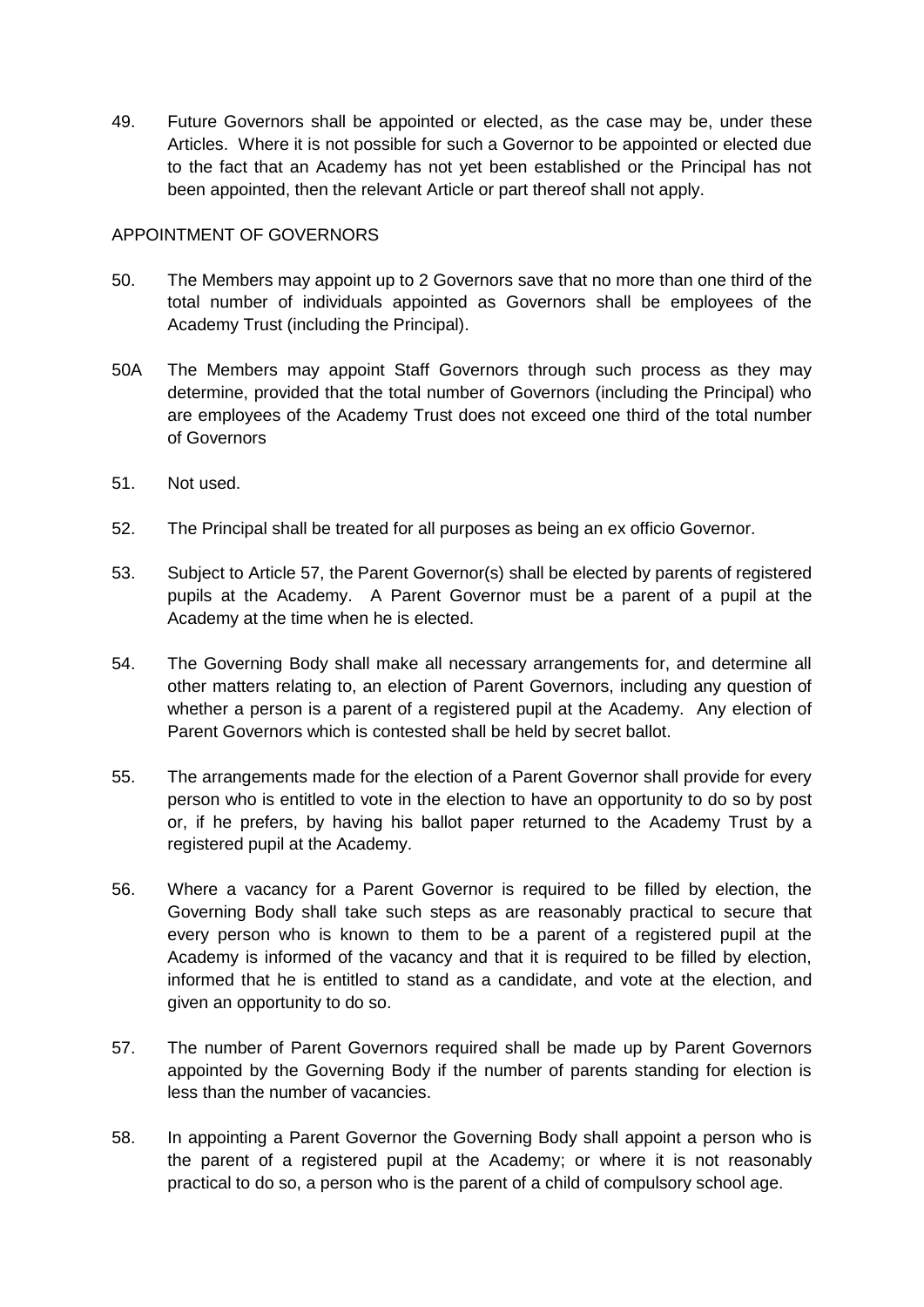49. Future Governors shall be appointed or elected, as the case may be, under these Articles. Where it is not possible for such a Governor to be appointed or elected due to the fact that an Academy has not yet been established or the Principal has not been appointed, then the relevant Article or part thereof shall not apply.

APPOINTMENT OF GOVERNORS

50. The Members may appoint up to 2 Governors save that no more than one third of the total number of individuals appointed as Governors shall be employees of the Academy Trust (including the Principal).

50A The Members may appoint Staff Governors through such process as they may determine, provided that the total number of Governors (including the Principal) who are employees of the Academy Trust does not exceed one third of the total number of Governors

51. Not used.

52. The Principal shall be treated for all purposes as being an ex officio Governor.

53. Subject to Article 57, the Parent Governor(s) shall be elected by parents of registered pupils at the Academy. A Parent Governor must be a parent of a pupil at the Academy at the time when he is elected.

54. The Governing Body shall make all necessary arrangements for, and determine all other matters relating to, an election of Parent Governors, including any question of whether a person is a parent of a registered pupil at the Academy. Any election of Parent Governors which is contested shall be held by secret ballot.

55. The arrangements made for the election of a Parent Governor shall provide for every person who is entitled to vote in the election to have an opportunity to do so by post or, if he prefers, by having his ballot paper returned to the Academy Trust by a registered pupil at the Academy.

56. Where a vacancy for a Parent Governor is required to be filled by election, the Governing Body shall take such steps as are reasonably practical to secure that every person who is known to them to be a parent of a registered pupil at the Academy is informed of the vacancy and that it is required to be filled by election, informed that he is entitled to stand as a candidate, and vote at the election, and given an opportunity to do so.

57. The number of Parent Governors required shall be made up by Parent Governors appointed by the Governing Body if the number of parents standing for election is less than the number of vacancies.

58. In appointing a Parent Governor the Governing Body shall appoint a person who is the parent of a registered pupil at the Academy; or where it is not reasonably practical to do so, a person who is the parent of a child of compulsory school age.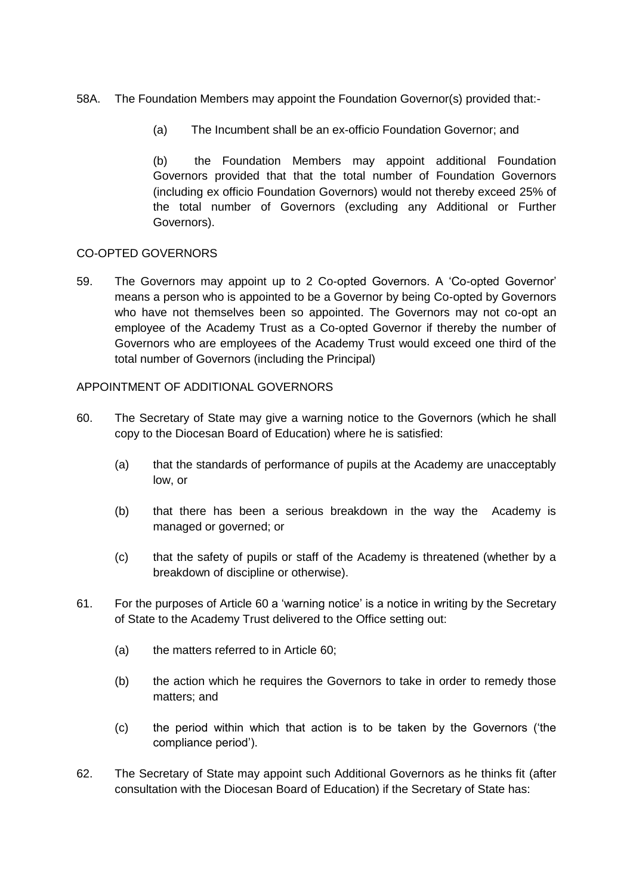58A. The Foundation Members may appoint the Foundation Governor(s) provided that:-

(a) The Incumbent shall be an ex-officio Foundation Governor; and

(b) the Foundation Members may appoint additional Foundation Governors provided that that the total number of Foundation Governors (including ex officio Foundation Governors) would not thereby exceed 25% of the total number of Governors (excluding any Additional or Further Governors).

CO-OPTED GOVERNORS

59. The Governors may appoint up to 2 Co-opted Governors. A 'Co-opted Governor' means a person who is appointed to be a Governor by being Co-opted by Governors who have not themselves been so appointed. The Governors may not co-opt an employee of the Academy Trust as a Co-opted Governor if thereby the number of Governors who are employees of the Academy Trust would exceed one third of the total number of Governors (including the Principal)

APPOINTMENT OF ADDITIONAL GOVERNORS

60. The Secretary of State may give a warning notice to the Governors (which he shall copy to the Diocesan Board of Education) where he is satisfied:

(a) that the standards of performance of pupils at the Academy are unacceptably low, or

(b) that there has been a serious breakdown in the way the Academy is managed or governed; or

(c) that the safety of pupils or staff of the Academy is threatened (whether by a breakdown of discipline or otherwise).

61. For the purposes of Article 60 a 'warning notice' is a notice in writing by the Secretary of State to the Academy Trust delivered to the Office setting out:

(a) the matters referred to in Article 60;

(b) the action which he requires the Governors to take in order to remedy those matters; and

(c) the period within which that action is to be taken by the Governors ('the compliance period').

62. The Secretary of State may appoint such Additional Governors as he thinks fit (after consultation with the Diocesan Board of Education) if the Secretary of State has: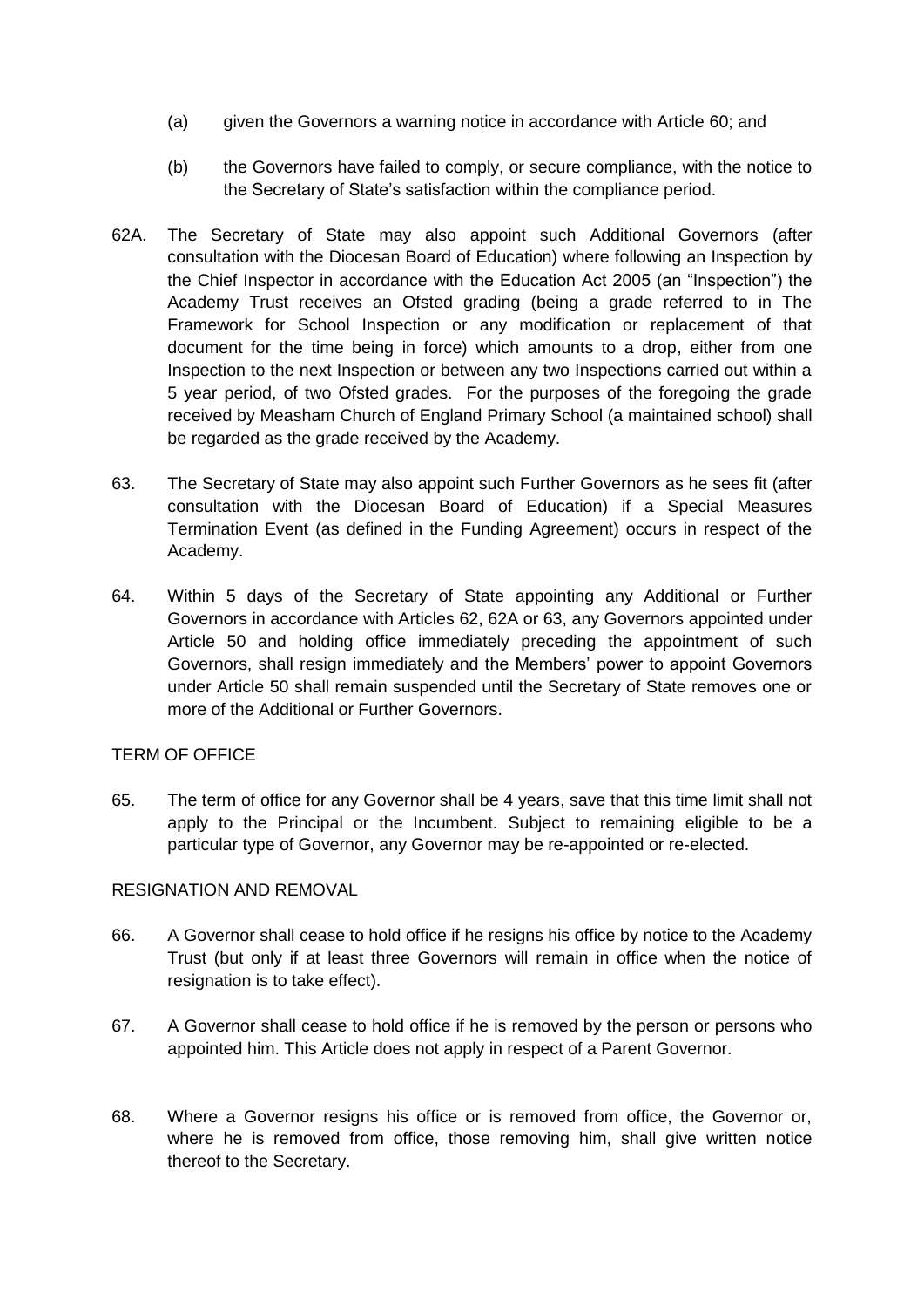(a) given the Governors a warning notice in accordance with Article 60; and

(b) the Governors have failed to comply, or secure compliance, with the notice to the Secretary of State's satisfaction within the compliance period.

62A. The Secretary of State may also appoint such Additional Governors (after consultation with the Diocesan Board of Education) where following an Inspection by the Chief Inspector in accordance with the Education Act 2005 (an "Inspection") the Academy Trust receives an Ofsted grading (being a grade referred to in The Framework for School Inspection or any modification or replacement of that document for the time being in force) which amounts to a drop, either from one Inspection to the next Inspection or between any two Inspections carried out within a 5 year period, of two Ofsted grades. For the purposes of the foregoing the grade received by Measham Church of England Primary School (a maintained school) shall be regarded as the grade received by the Academy.

63. The Secretary of State may also appoint such Further Governors as he sees fit (after consultation with the Diocesan Board of Education) if a Special Measures Termination Event (as defined in the Funding Agreement) occurs in respect of the Academy.

64. Within 5 days of the Secretary of State appointing any Additional or Further Governors in accordance with Articles 62, 62A or 63, any Governors appointed under Article 50 and holding office immediately preceding the appointment of such Governors, shall resign immediately and the Members' power to appoint Governors under Article 50 shall remain suspended until the Secretary of State removes one or more of the Additional or Further Governors.

TERM OF OFFICE

65. The term of office for any Governor shall be 4 years, save that this time limit shall not apply to the Principal or the Incumbent. Subject to remaining eligible to be a particular type of Governor, any Governor may be re-appointed or re-elected.

RESIGNATION AND REMOVAL

66. A Governor shall cease to hold office if he resigns his office by notice to the Academy Trust (but only if at least three Governors will remain in office when the notice of resignation is to take effect).

67. A Governor shall cease to hold office if he is removed by the person or persons who appointed him. This Article does not apply in respect of a Parent Governor.

68. Where a Governor resigns his office or is removed from office, the Governor or, where he is removed from office, those removing him, shall give written notice thereof to the Secretary.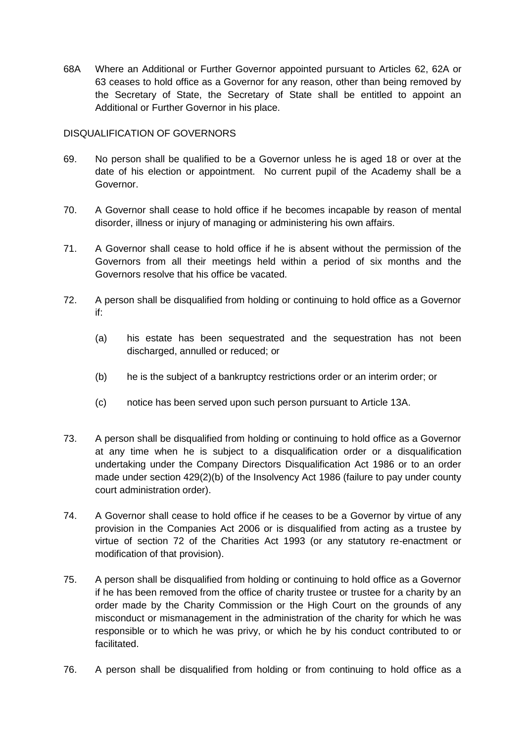68A Where an Additional or Further Governor appointed pursuant to Articles 62, 62A or 63 ceases to hold office as a Governor for any reason, other than being removed by the Secretary of State, the Secretary of State shall be entitled to appoint an Additional or Further Governor in his place.

DISQUALIFICATION OF GOVERNORS

69. No person shall be qualified to be a Governor unless he is aged 18 or over at the date of his election or appointment. No current pupil of the Academy shall be a Governor.

70. A Governor shall cease to hold office if he becomes incapable by reason of mental disorder, illness or injury of managing or administering his own affairs.

71. A Governor shall cease to hold office if he is absent without the permission of the Governors from all their meetings held within a period of six months and the Governors resolve that his office be vacated.

72. A person shall be disqualified from holding or continuing to hold office as a Governor if:

    (a) his estate has been sequestrated and the sequestration has not been discharged, annulled or reduced; or

    (b) he is the subject of a bankruptcy restrictions order or an interim order; or

    (c) notice has been served upon such person pursuant to Article 13A.

73. A person shall be disqualified from holding or continuing to hold office as a Governor at any time when he is subject to a disqualification order or a disqualification undertaking under the Company Directors Disqualification Act 1986 or to an order made under section 429(2)(b) of the Insolvency Act 1986 (failure to pay under county court administration order).

74. A Governor shall cease to hold office if he ceases to be a Governor by virtue of any provision in the Companies Act 2006 or is disqualified from acting as a trustee by virtue of section 72 of the Charities Act 1993 (or any statutory re-enactment or modification of that provision).

75. A person shall be disqualified from holding or continuing to hold office as a Governor if he has been removed from the office of charity trustee or trustee for a charity by an order made by the Charity Commission or the High Court on the grounds of any misconduct or mismanagement in the administration of the charity for which he was responsible or to which he was privy, or which he by his conduct contributed to or facilitated.

76. A person shall be disqualified from holding or from continuing to hold office as a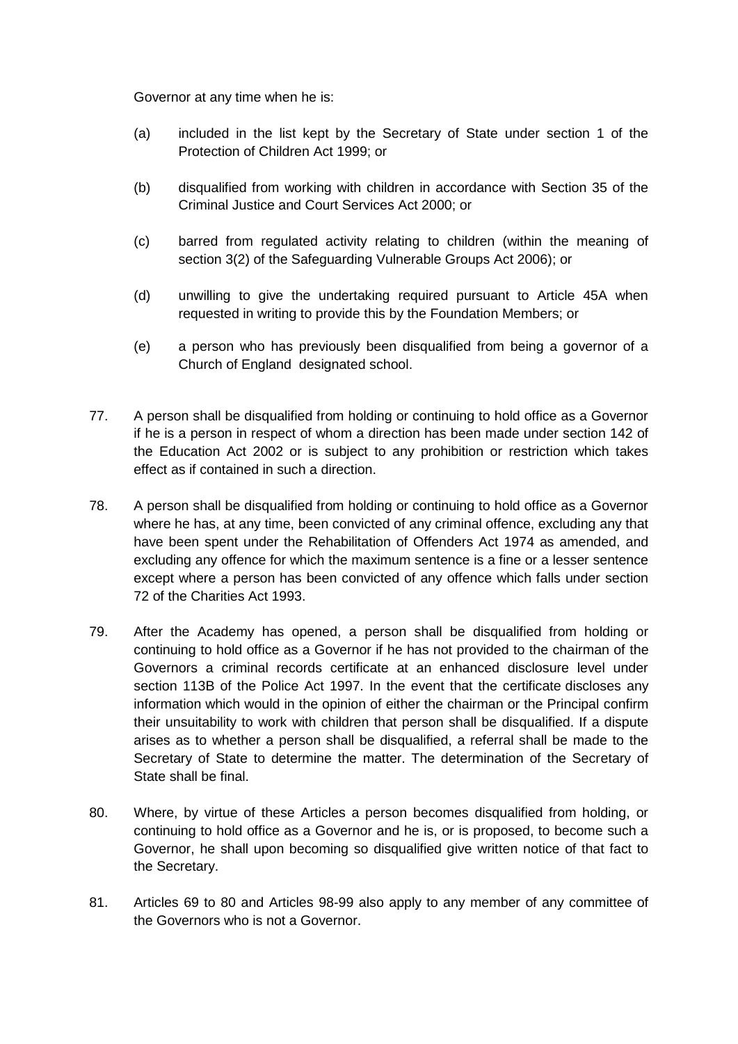Governor at any time when he is:

(a) included in the list kept by the Secretary of State under section 1 of the Protection of Children Act 1999; or

(b) disqualified from working with children in accordance with Section 35 of the Criminal Justice and Court Services Act 2000; or

(c) barred from regulated activity relating to children (within the meaning of section 3(2) of the Safeguarding Vulnerable Groups Act 2006); or

(d) unwilling to give the undertaking required pursuant to Article 45A when requested in writing to provide this by the Foundation Members; or

(e) a person who has previously been disqualified from being a governor of a Church of England designated school.

77. A person shall be disqualified from holding or continuing to hold office as a Governor if he is a person in respect of whom a direction has been made under section 142 of the Education Act 2002 or is subject to any prohibition or restriction which takes effect as if contained in such a direction.

78. A person shall be disqualified from holding or continuing to hold office as a Governor where he has, at any time, been convicted of any criminal offence, excluding any that have been spent under the Rehabilitation of Offenders Act 1974 as amended, and excluding any offence for which the maximum sentence is a fine or a lesser sentence except where a person has been convicted of any offence which falls under section 72 of the Charities Act 1993.

79. After the Academy has opened, a person shall be disqualified from holding or continuing to hold office as a Governor if he has not provided to the chairman of the Governors a criminal records certificate at an enhanced disclosure level under section 113B of the Police Act 1997. In the event that the certificate discloses any information which would in the opinion of either the chairman or the Principal confirm their unsuitability to work with children that person shall be disqualified. If a dispute arises as to whether a person shall be disqualified, a referral shall be made to the Secretary of State to determine the matter. The determination of the Secretary of State shall be final.

80. Where, by virtue of these Articles a person becomes disqualified from holding, or continuing to hold office as a Governor and he is, or is proposed, to become such a Governor, he shall upon becoming so disqualified give written notice of that fact to the Secretary.

81. Articles 69 to 80 and Articles 98-99 also apply to any member of any committee of the Governors who is not a Governor.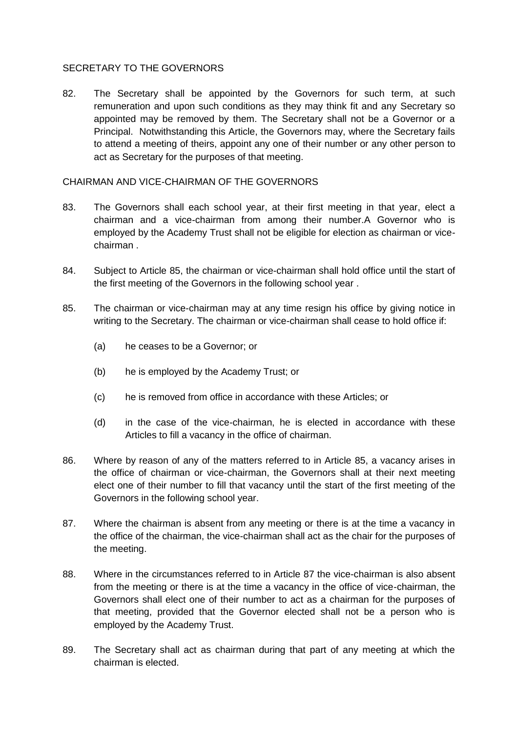## SECRETARY TO THE GOVERNORS

82. The Secretary shall be appointed by the Governors for such term, at such remuneration and upon such conditions as they may think fit and any Secretary so appointed may be removed by them. The Secretary shall not be a Governor or a Principal. Notwithstanding this Article, the Governors may, where the Secretary fails to attend a meeting of theirs, appoint any one of their number or any other person to act as Secretary for the purposes of that meeting.

## CHAIRMAN AND VICE-CHAIRMAN OF THE GOVERNORS

83. The Governors shall each school year, at their first meeting in that year, elect a chairman and a vice-chairman from among their number.A Governor who is employed by the Academy Trust shall not be eligible for election as chairman or vice-chairman .

84. Subject to Article 85, the chairman or vice-chairman shall hold office until the start of the first meeting of the Governors in the following school year .

85. The chairman or vice-chairman may at any time resign his office by giving notice in writing to the Secretary. The chairman or vice-chairman shall cease to hold office if:

    (a) he ceases to be a Governor; or

    (b) he is employed by the Academy Trust; or

    (c) he is removed from office in accordance with these Articles; or

    (d) in the case of the vice-chairman, he is elected in accordance with these Articles to fill a vacancy in the office of chairman.

86. Where by reason of any of the matters referred to in Article 85, a vacancy arises in the office of chairman or vice-chairman, the Governors shall at their next meeting elect one of their number to fill that vacancy until the start of the first meeting of the Governors in the following school year.

87. Where the chairman is absent from any meeting or there is at the time a vacancy in the office of the chairman, the vice-chairman shall act as the chair for the purposes of the meeting.

88. Where in the circumstances referred to in Article 87 the vice-chairman is also absent from the meeting or there is at the time a vacancy in the office of vice-chairman, the Governors shall elect one of their number to act as a chairman for the purposes of that meeting, provided that the Governor elected shall not be a person who is employed by the Academy Trust.

89. The Secretary shall act as chairman during that part of any meeting at which the chairman is elected.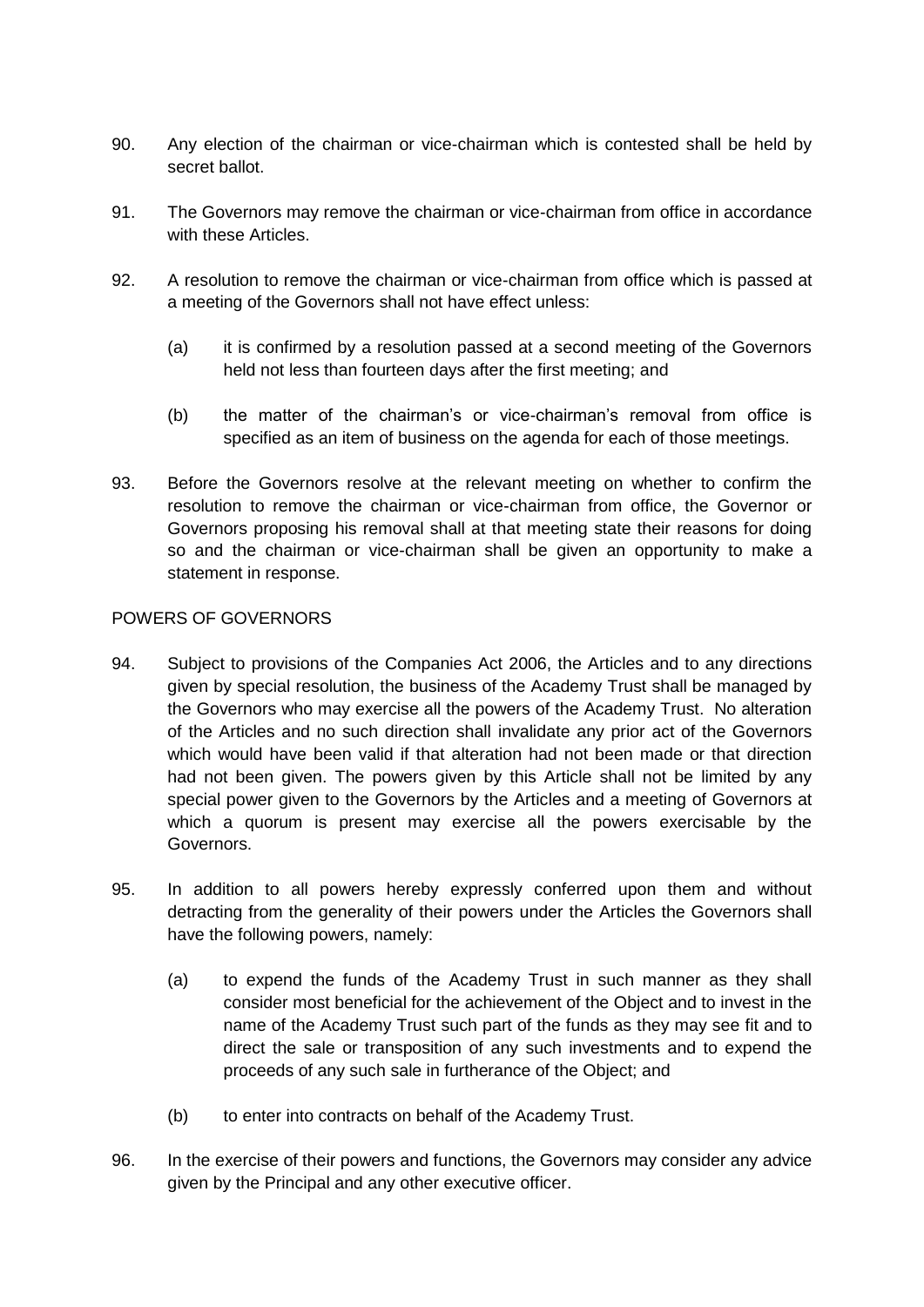90. Any election of the chairman or vice-chairman which is contested shall be held by secret ballot.

91. The Governors may remove the chairman or vice-chairman from office in accordance with these Articles.

92. A resolution to remove the chairman or vice-chairman from office which is passed at a meeting of the Governors shall not have effect unless:

    (a) it is confirmed by a resolution passed at a second meeting of the Governors held not less than fourteen days after the first meeting; and

    (b) the matter of the chairman's or vice-chairman's removal from office is specified as an item of business on the agenda for each of those meetings.

93. Before the Governors resolve at the relevant meeting on whether to confirm the resolution to remove the chairman or vice-chairman from office, the Governor or Governors proposing his removal shall at that meeting state their reasons for doing so and the chairman or vice-chairman shall be given an opportunity to make a statement in response.

## POWERS OF GOVERNORS

94. Subject to provisions of the Companies Act 2006, the Articles and to any directions given by special resolution, the business of the Academy Trust shall be managed by the Governors who may exercise all the powers of the Academy Trust. No alteration of the Articles and no such direction shall invalidate any prior act of the Governors which would have been valid if that alteration had not been made or that direction had not been given. The powers given by this Article shall not be limited by any special power given to the Governors by the Articles and a meeting of Governors at which a quorum is present may exercise all the powers exercisable by the Governors.

95. In addition to all powers hereby expressly conferred upon them and without detracting from the generality of their powers under the Articles the Governors shall have the following powers, namely:

    (a) to expend the funds of the Academy Trust in such manner as they shall consider most beneficial for the achievement of the Object and to invest in the name of the Academy Trust such part of the funds as they may see fit and to direct the sale or transposition of any such investments and to expend the proceeds of any such sale in furtherance of the Object; and

    (b) to enter into contracts on behalf of the Academy Trust.

96. In the exercise of their powers and functions, the Governors may consider any advice given by the Principal and any other executive officer.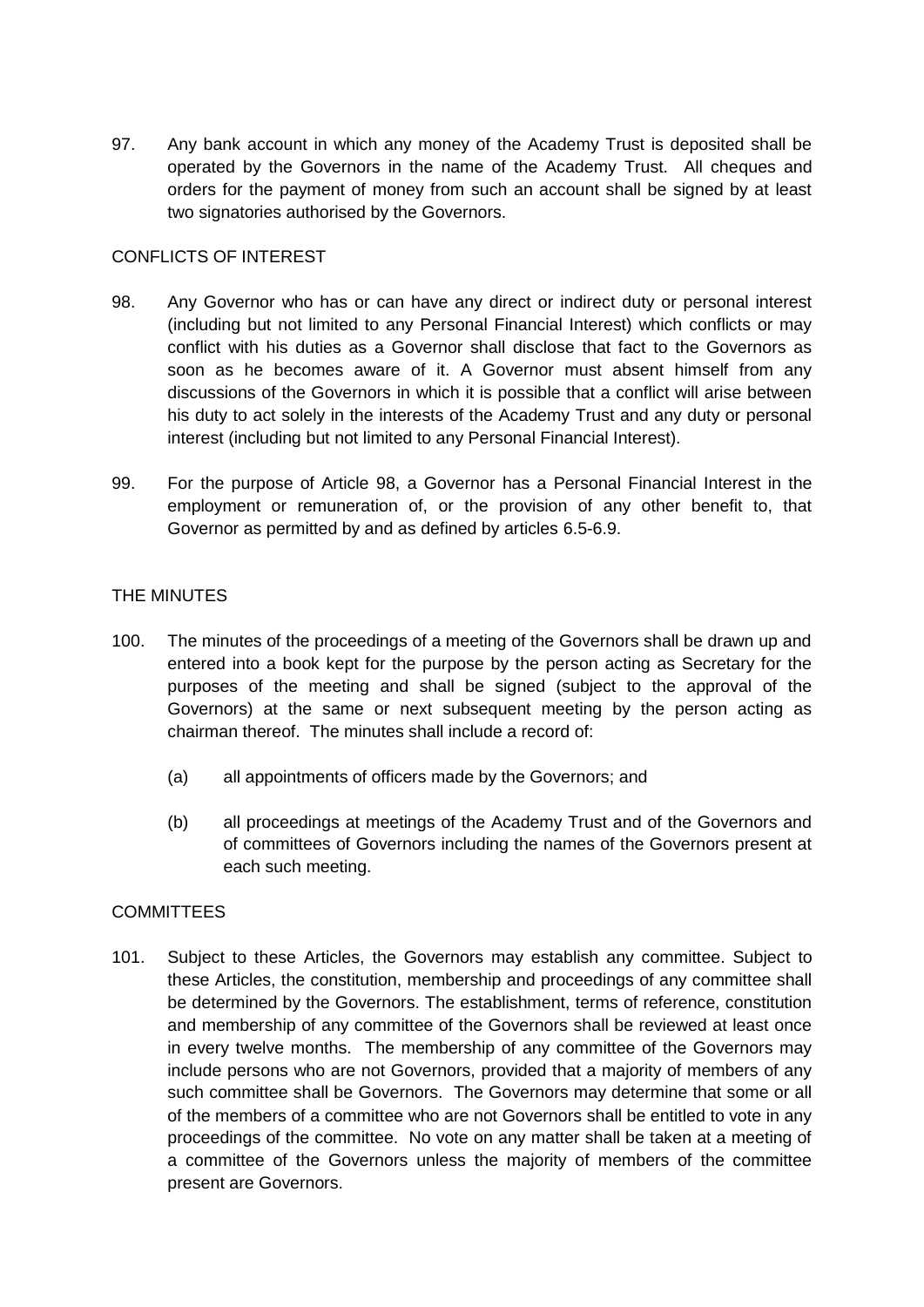97. Any bank account in which any money of the Academy Trust is deposited shall be operated by the Governors in the name of the Academy Trust. All cheques and orders for the payment of money from such an account shall be signed by at least two signatories authorised by the Governors.

## CONFLICTS OF INTEREST

98. Any Governor who has or can have any direct or indirect duty or personal interest (including but not limited to any Personal Financial Interest) which conflicts or may conflict with his duties as a Governor shall disclose that fact to the Governors as soon as he becomes aware of it. A Governor must absent himself from any discussions of the Governors in which it is possible that a conflict will arise between his duty to act solely in the interests of the Academy Trust and any duty or personal interest (including but not limited to any Personal Financial Interest).

99. For the purpose of Article 98, a Governor has a Personal Financial Interest in the employment or remuneration of, or the provision of any other benefit to, that Governor as permitted by and as defined by articles 6.5-6.9.

## THE MINUTES

100. The minutes of the proceedings of a meeting of the Governors shall be drawn up and entered into a book kept for the purpose by the person acting as Secretary for the purposes of the meeting and shall be signed (subject to the approval of the Governors) at the same or next subsequent meeting by the person acting as chairman thereof. The minutes shall include a record of:

    (a) all appointments of officers made by the Governors; and

    (b) all proceedings at meetings of the Academy Trust and of the Governors and of committees of Governors including the names of the Governors present at each such meeting.

## COMMITTEES

101. Subject to these Articles, the Governors may establish any committee. Subject to these Articles, the constitution, membership and proceedings of any committee shall be determined by the Governors. The establishment, terms of reference, constitution and membership of any committee of the Governors shall be reviewed at least once in every twelve months. The membership of any committee of the Governors may include persons who are not Governors, provided that a majority of members of any such committee shall be Governors. The Governors may determine that some or all of the members of a committee who are not Governors shall be entitled to vote in any proceedings of the committee. No vote on any matter shall be taken at a meeting of a committee of the Governors unless the majority of members of the committee present are Governors.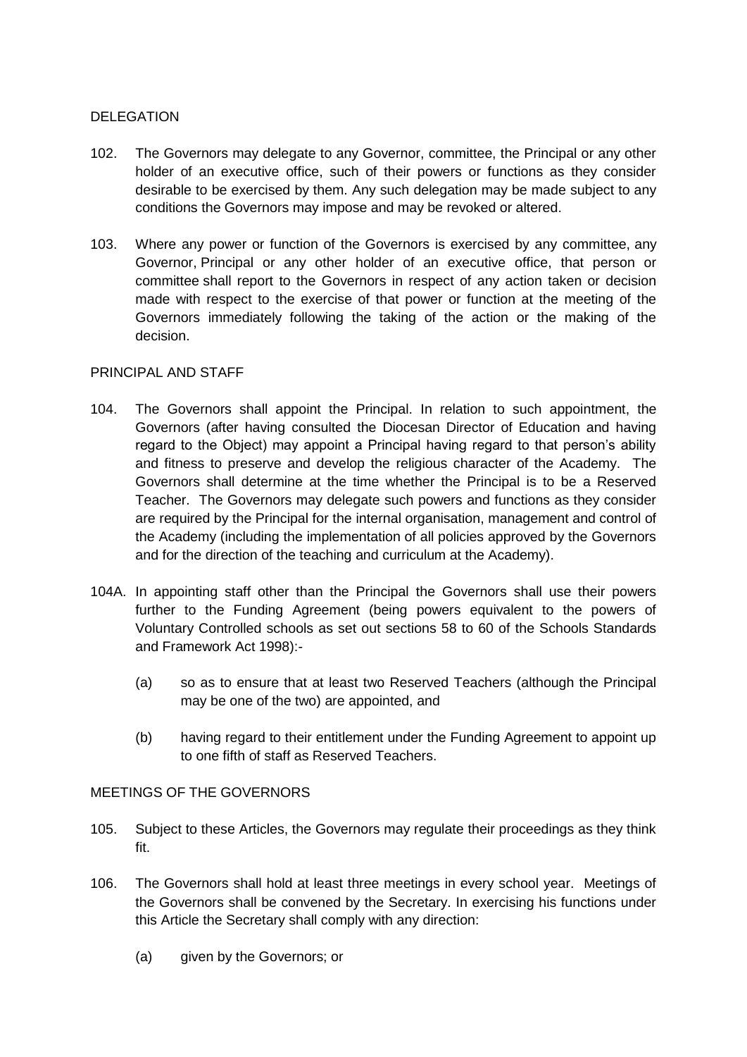## DELEGATION

102. The Governors may delegate to any Governor, committee, the Principal or any other holder of an executive office, such of their powers or functions as they consider desirable to be exercised by them. Any such delegation may be made subject to any conditions the Governors may impose and may be revoked or altered.

103. Where any power or function of the Governors is exercised by any committee, any Governor, Principal or any other holder of an executive office, that person or committee shall report to the Governors in respect of any action taken or decision made with respect to the exercise of that power or function at the meeting of the Governors immediately following the taking of the action or the making of the decision.

## PRINCIPAL AND STAFF

104. The Governors shall appoint the Principal. In relation to such appointment, the Governors (after having consulted the Diocesan Director of Education and having regard to the Object) may appoint a Principal having regard to that person's ability and fitness to preserve and develop the religious character of the Academy. The Governors shall determine at the time whether the Principal is to be a Reserved Teacher. The Governors may delegate such powers and functions as they consider are required by the Principal for the internal organisation, management and control of the Academy (including the implementation of all policies approved by the Governors and for the direction of the teaching and curriculum at the Academy).

104A. In appointing staff other than the Principal the Governors shall use their powers further to the Funding Agreement (being powers equivalent to the powers of Voluntary Controlled schools as set out sections 58 to 60 of the Schools Standards and Framework Act 1998):-

   (a) so as to ensure that at least two Reserved Teachers (although the Principal may be one of the two) are appointed, and

   (b) having regard to their entitlement under the Funding Agreement to appoint up to one fifth of staff as Reserved Teachers.

## MEETINGS OF THE GOVERNORS

105. Subject to these Articles, the Governors may regulate their proceedings as they think fit.

106. The Governors shall hold at least three meetings in every school year. Meetings of the Governors shall be convened by the Secretary. In exercising his functions under this Article the Secretary shall comply with any direction:

   (a) given by the Governors; or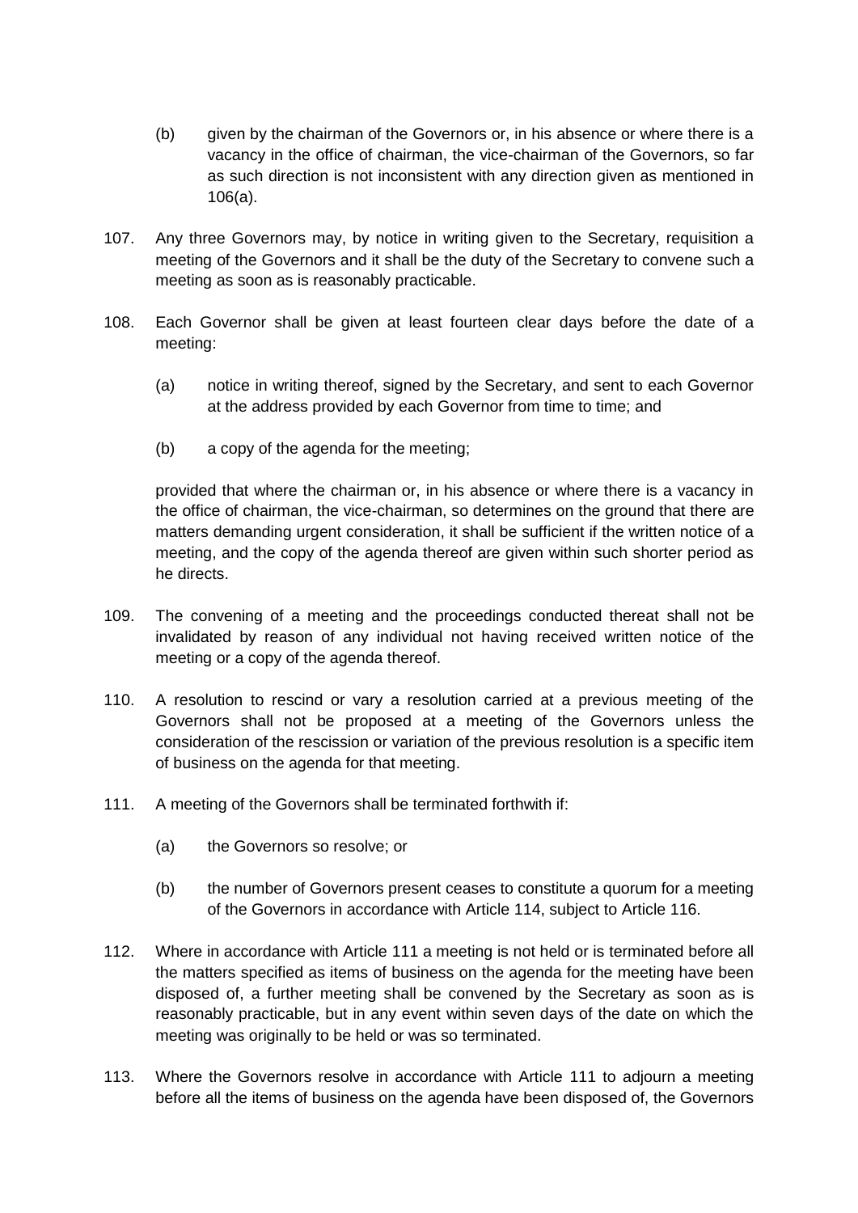(b) given by the chairman of the Governors or, in his absence or where there is a vacancy in the office of chairman, the vice-chairman of the Governors, so far as such direction is not inconsistent with any direction given as mentioned in 106(a).

107. Any three Governors may, by notice in writing given to the Secretary, requisition a meeting of the Governors and it shall be the duty of the Secretary to convene such a meeting as soon as is reasonably practicable.

108. Each Governor shall be given at least fourteen clear days before the date of a meeting:

(a) notice in writing thereof, signed by the Secretary, and sent to each Governor at the address provided by each Governor from time to time; and

(b) a copy of the agenda for the meeting;

provided that where the chairman or, in his absence or where there is a vacancy in the office of chairman, the vice-chairman, so determines on the ground that there are matters demanding urgent consideration, it shall be sufficient if the written notice of a meeting, and the copy of the agenda thereof are given within such shorter period as he directs.

109. The convening of a meeting and the proceedings conducted thereat shall not be invalidated by reason of any individual not having received written notice of the meeting or a copy of the agenda thereof.

110. A resolution to rescind or vary a resolution carried at a previous meeting of the Governors shall not be proposed at a meeting of the Governors unless the consideration of the rescission or variation of the previous resolution is a specific item of business on the agenda for that meeting.

111. A meeting of the Governors shall be terminated forthwith if:

(a) the Governors so resolve; or

(b) the number of Governors present ceases to constitute a quorum for a meeting of the Governors in accordance with Article 114, subject to Article 116.

112. Where in accordance with Article 111 a meeting is not held or is terminated before all the matters specified as items of business on the agenda for the meeting have been disposed of, a further meeting shall be convened by the Secretary as soon as is reasonably practicable, but in any event within seven days of the date on which the meeting was originally to be held or was so terminated.

113. Where the Governors resolve in accordance with Article 111 to adjourn a meeting before all the items of business on the agenda have been disposed of, the Governors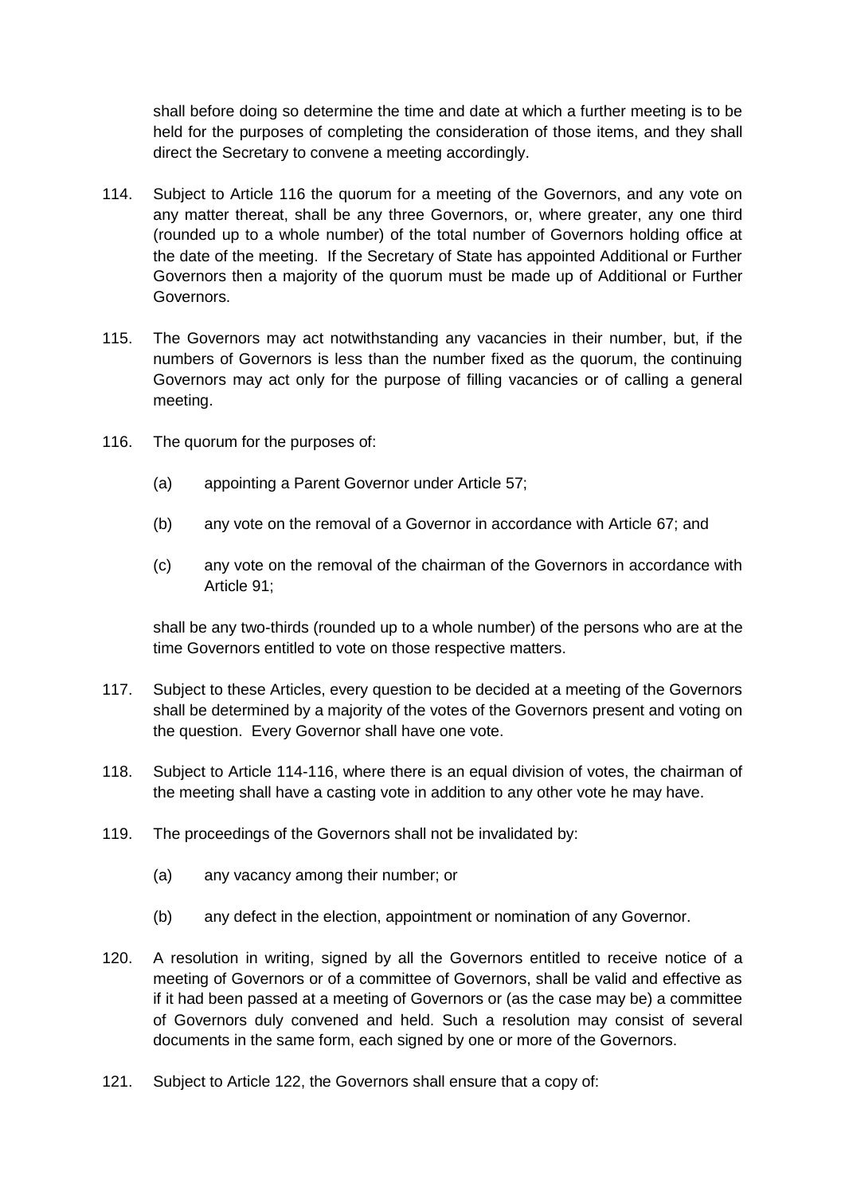shall before doing so determine the time and date at which a further meeting is to be held for the purposes of completing the consideration of those items, and they shall direct the Secretary to convene a meeting accordingly.

114. Subject to Article 116 the quorum for a meeting of the Governors, and any vote on any matter thereat, shall be any three Governors, or, where greater, any one third (rounded up to a whole number) of the total number of Governors holding office at the date of the meeting. If the Secretary of State has appointed Additional or Further Governors then a majority of the quorum must be made up of Additional or Further Governors.

115. The Governors may act notwithstanding any vacancies in their number, but, if the numbers of Governors is less than the number fixed as the quorum, the continuing Governors may act only for the purpose of filling vacancies or of calling a general meeting.

116. The quorum for the purposes of:

    (a) appointing a Parent Governor under Article 57;

    (b) any vote on the removal of a Governor in accordance with Article 67; and

    (c) any vote on the removal of the chairman of the Governors in accordance with Article 91;

    shall be any two-thirds (rounded up to a whole number) of the persons who are at the time Governors entitled to vote on those respective matters.

117. Subject to these Articles, every question to be decided at a meeting of the Governors shall be determined by a majority of the votes of the Governors present and voting on the question. Every Governor shall have one vote.

118. Subject to Article 114-116, where there is an equal division of votes, the chairman of the meeting shall have a casting vote in addition to any other vote he may have.

119. The proceedings of the Governors shall not be invalidated by:

    (a) any vacancy among their number; or

    (b) any defect in the election, appointment or nomination of any Governor.

120. A resolution in writing, signed by all the Governors entitled to receive notice of a meeting of Governors or of a committee of Governors, shall be valid and effective as if it had been passed at a meeting of Governors or (as the case may be) a committee of Governors duly convened and held. Such a resolution may consist of several documents in the same form, each signed by one or more of the Governors.

121. Subject to Article 122, the Governors shall ensure that a copy of: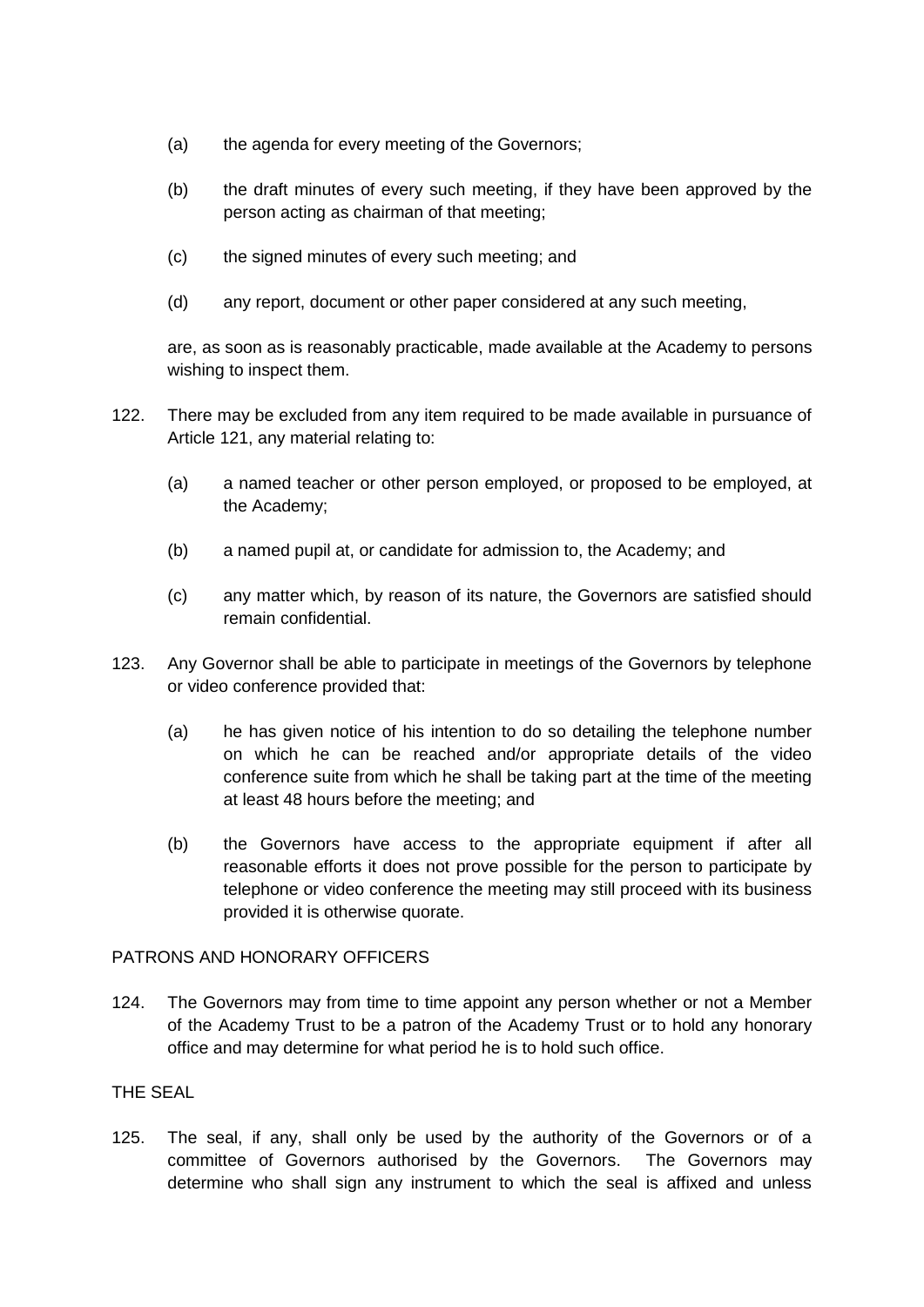(a) the agenda for every meeting of the Governors;

(b) the draft minutes of every such meeting, if they have been approved by the person acting as chairman of that meeting;

(c) the signed minutes of every such meeting; and

(d) any report, document or other paper considered at any such meeting,

are, as soon as is reasonably practicable, made available at the Academy to persons wishing to inspect them.

122. There may be excluded from any item required to be made available in pursuance of Article 121, any material relating to:

(a) a named teacher or other person employed, or proposed to be employed, at the Academy;

(b) a named pupil at, or candidate for admission to, the Academy; and

(c) any matter which, by reason of its nature, the Governors are satisfied should remain confidential.

123. Any Governor shall be able to participate in meetings of the Governors by telephone or video conference provided that:

(a) he has given notice of his intention to do so detailing the telephone number on which he can be reached and/or appropriate details of the video conference suite from which he shall be taking part at the time of the meeting at least 48 hours before the meeting; and

(b) the Governors have access to the appropriate equipment if after all reasonable efforts it does not prove possible for the person to participate by telephone or video conference the meeting may still proceed with its business provided it is otherwise quorate.

PATRONS AND HONORARY OFFICERS

124. The Governors may from time to time appoint any person whether or not a Member of the Academy Trust to be a patron of the Academy Trust or to hold any honorary office and may determine for what period he is to hold such office.

THE SEAL

125. The seal, if any, shall only be used by the authority of the Governors or of a committee of Governors authorised by the Governors. The Governors may determine who shall sign any instrument to which the seal is affixed and unless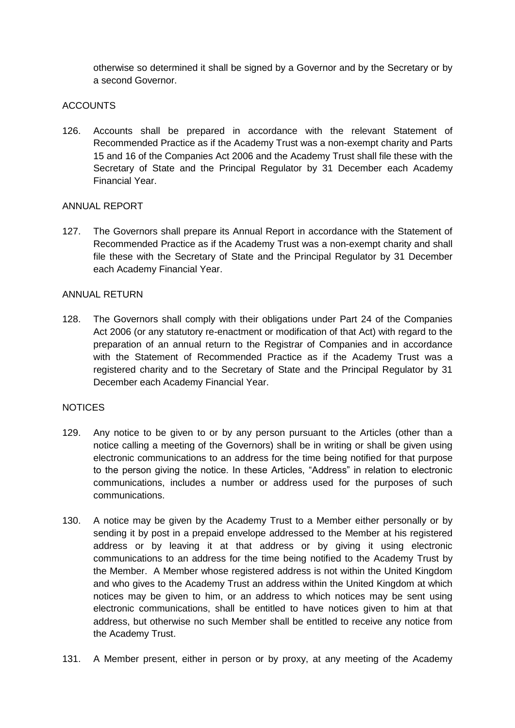otherwise so determined it shall be signed by a Governor and by the Secretary or by a second Governor.

ACCOUNTS

126. Accounts shall be prepared in accordance with the relevant Statement of Recommended Practice as if the Academy Trust was a non-exempt charity and Parts 15 and 16 of the Companies Act 2006 and the Academy Trust shall file these with the Secretary of State and the Principal Regulator by 31 December each Academy Financial Year.

ANNUAL REPORT

127. The Governors shall prepare its Annual Report in accordance with the Statement of Recommended Practice as if the Academy Trust was a non-exempt charity and shall file these with the Secretary of State and the Principal Regulator by 31 December each Academy Financial Year.

ANNUAL RETURN

128. The Governors shall comply with their obligations under Part 24 of the Companies Act 2006 (or any statutory re-enactment or modification of that Act) with regard to the preparation of an annual return to the Registrar of Companies and in accordance with the Statement of Recommended Practice as if the Academy Trust was a registered charity and to the Secretary of State and the Principal Regulator by 31 December each Academy Financial Year.

NOTICES

129. Any notice to be given to or by any person pursuant to the Articles (other than a notice calling a meeting of the Governors) shall be in writing or shall be given using electronic communications to an address for the time being notified for that purpose to the person giving the notice. In these Articles, "Address" in relation to electronic communications, includes a number or address used for the purposes of such communications.

130. A notice may be given by the Academy Trust to a Member either personally or by sending it by post in a prepaid envelope addressed to the Member at his registered address or by leaving it at that address or by giving it using electronic communications to an address for the time being notified to the Academy Trust by the Member. A Member whose registered address is not within the United Kingdom and who gives to the Academy Trust an address within the United Kingdom at which notices may be given to him, or an address to which notices may be sent using electronic communications, shall be entitled to have notices given to him at that address, but otherwise no such Member shall be entitled to receive any notice from the Academy Trust.

131. A Member present, either in person or by proxy, at any meeting of the Academy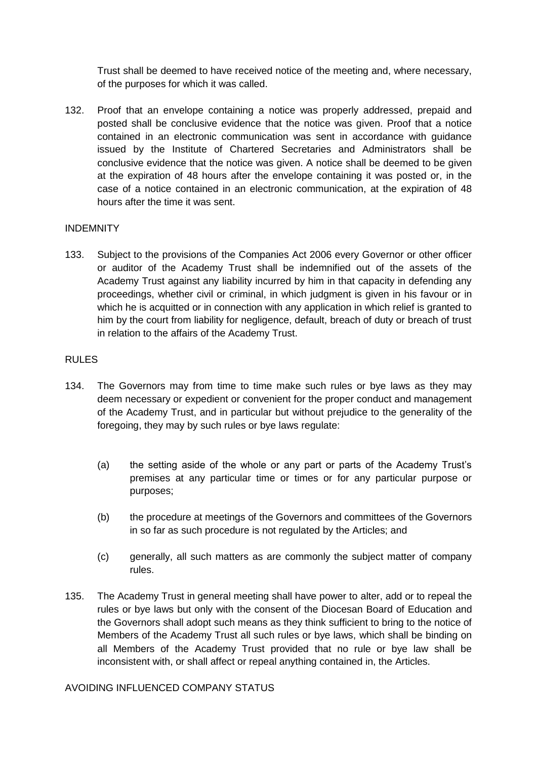Trust shall be deemed to have received notice of the meeting and, where necessary, of the purposes for which it was called.

132. Proof that an envelope containing a notice was properly addressed, prepaid and posted shall be conclusive evidence that the notice was given. Proof that a notice contained in an electronic communication was sent in accordance with guidance issued by the Institute of Chartered Secretaries and Administrators shall be conclusive evidence that the notice was given. A notice shall be deemed to be given at the expiration of 48 hours after the envelope containing it was posted or, in the case of a notice contained in an electronic communication, at the expiration of 48 hours after the time it was sent.

INDEMNITY

133. Subject to the provisions of the Companies Act 2006 every Governor or other officer or auditor of the Academy Trust shall be indemnified out of the assets of the Academy Trust against any liability incurred by him in that capacity in defending any proceedings, whether civil or criminal, in which judgment is given in his favour or in which he is acquitted or in connection with any application in which relief is granted to him by the court from liability for negligence, default, breach of duty or breach of trust in relation to the affairs of the Academy Trust.

RULES

134. The Governors may from time to time make such rules or bye laws as they may deem necessary or expedient or convenient for the proper conduct and management of the Academy Trust, and in particular but without prejudice to the generality of the foregoing, they may by such rules or bye laws regulate:

   (a) the setting aside of the whole or any part or parts of the Academy Trust's premises at any particular time or times or for any particular purpose or purposes;

   (b) the procedure at meetings of the Governors and committees of the Governors in so far as such procedure is not regulated by the Articles; and

   (c) generally, all such matters as are commonly the subject matter of company rules.

135. The Academy Trust in general meeting shall have power to alter, add or to repeal the rules or bye laws but only with the consent of the Diocesan Board of Education and the Governors shall adopt such means as they think sufficient to bring to the notice of Members of the Academy Trust all such rules or bye laws, which shall be binding on all Members of the Academy Trust provided that no rule or bye law shall be inconsistent with, or shall affect or repeal anything contained in, the Articles.

AVOIDING INFLUENCED COMPANY STATUS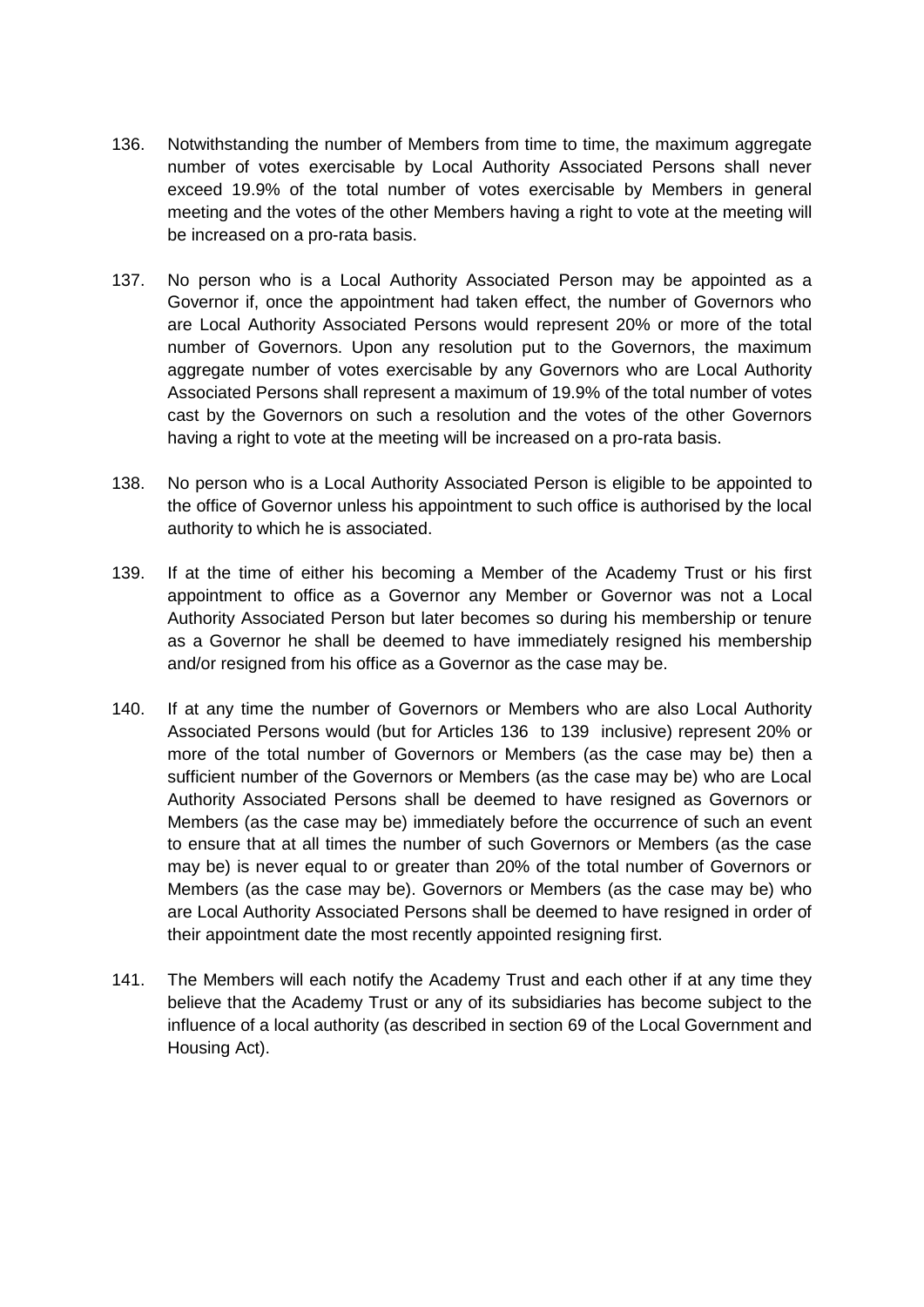136. Notwithstanding the number of Members from time to time, the maximum aggregate number of votes exercisable by Local Authority Associated Persons shall never exceed 19.9% of the total number of votes exercisable by Members in general meeting and the votes of the other Members having a right to vote at the meeting will be increased on a pro-rata basis.

137. No person who is a Local Authority Associated Person may be appointed as a Governor if, once the appointment had taken effect, the number of Governors who are Local Authority Associated Persons would represent 20% or more of the total number of Governors. Upon any resolution put to the Governors, the maximum aggregate number of votes exercisable by any Governors who are Local Authority Associated Persons shall represent a maximum of 19.9% of the total number of votes cast by the Governors on such a resolution and the votes of the other Governors having a right to vote at the meeting will be increased on a pro-rata basis.

138. No person who is a Local Authority Associated Person is eligible to be appointed to the office of Governor unless his appointment to such office is authorised by the local authority to which he is associated.

139. If at the time of either his becoming a Member of the Academy Trust or his first appointment to office as a Governor any Member or Governor was not a Local Authority Associated Person but later becomes so during his membership or tenure as a Governor he shall be deemed to have immediately resigned his membership and/or resigned from his office as a Governor as the case may be.

140. If at any time the number of Governors or Members who are also Local Authority Associated Persons would (but for Articles 136 to 139 inclusive) represent 20% or more of the total number of Governors or Members (as the case may be) then a sufficient number of the Governors or Members (as the case may be) who are Local Authority Associated Persons shall be deemed to have resigned as Governors or Members (as the case may be) immediately before the occurrence of such an event to ensure that at all times the number of such Governors or Members (as the case may be) is never equal to or greater than 20% of the total number of Governors or Members (as the case may be). Governors or Members (as the case may be) who are Local Authority Associated Persons shall be deemed to have resigned in order of their appointment date the most recently appointed resigning first.

141. The Members will each notify the Academy Trust and each other if at any time they believe that the Academy Trust or any of its subsidiaries has become subject to the influence of a local authority (as described in section 69 of the Local Government and Housing Act).